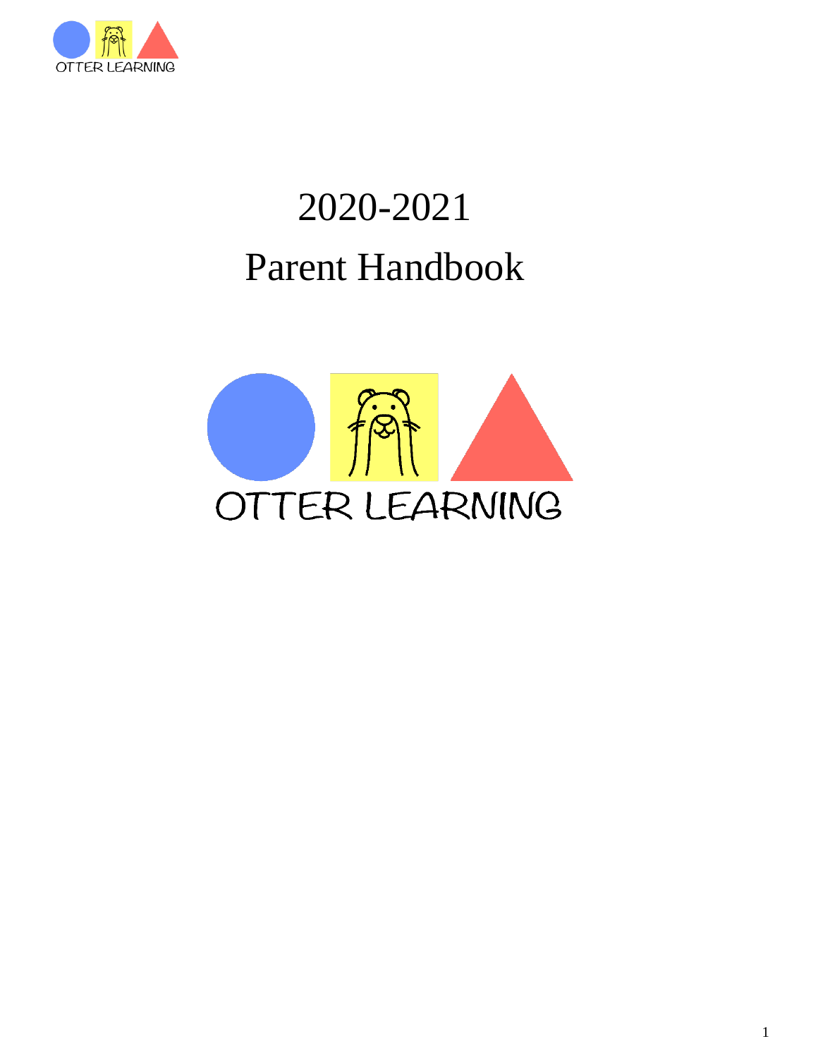# 2020-2021

# Parent Handbook

OTTER LEARNING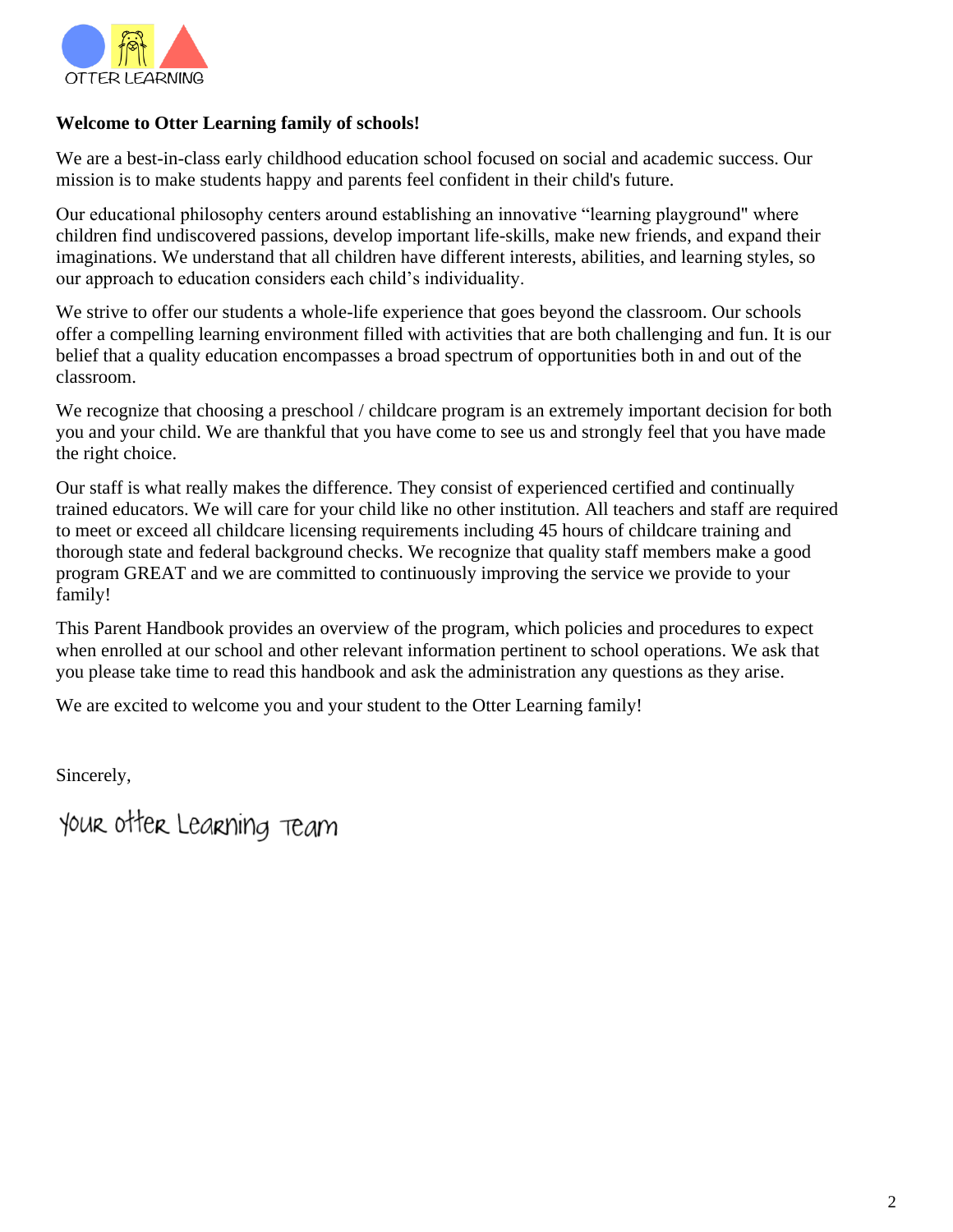OTTER LEARNING

**Welcome to Otter Learning family of schools!**

We are a best-in-class early childhood education school focused on social and academic success. Our mission is to make students happy and parents feel confident in their child's future.

Our educational philosophy centers around establishing an innovative "learning playground" where children find undiscovered passions, develop important life-skills, make new friends, and expand their imaginations. We understand that all children have different interests, abilities, and learning styles, so our approach to education considers each child's individuality.

We strive to offer our students a whole-life experience that goes beyond the classroom. Our schools offer a compelling learning environment filled with activities that are both challenging and fun. It is our belief that a quality education encompasses a broad spectrum of opportunities both in and out of the classroom.

We recognize that choosing a preschool / childcare program is an extremely important decision for both you and your child. We are thankful that you have come to see us and strongly feel that you have made the right choice.

Our staff is what really makes the difference. They consist of experienced certified and continually trained educators. We will care for your child like no other institution. All teachers and staff are required to meet or exceed all childcare licensing requirements including 45 hours of childcare training and thorough state and federal background checks. We recognize that quality staff members make a good program GREAT and we are committed to continuously improving the service we provide to your family!

This Parent Handbook provides an overview of the program, which policies and procedures to expect when enrolled at our school and other relevant information pertinent to school operations. We ask that you please take time to read this handbook and ask the administration any questions as they arise.

We are excited to welcome you and your student to the Otter Learning family!

Sincerely,

Your Otter Learning Team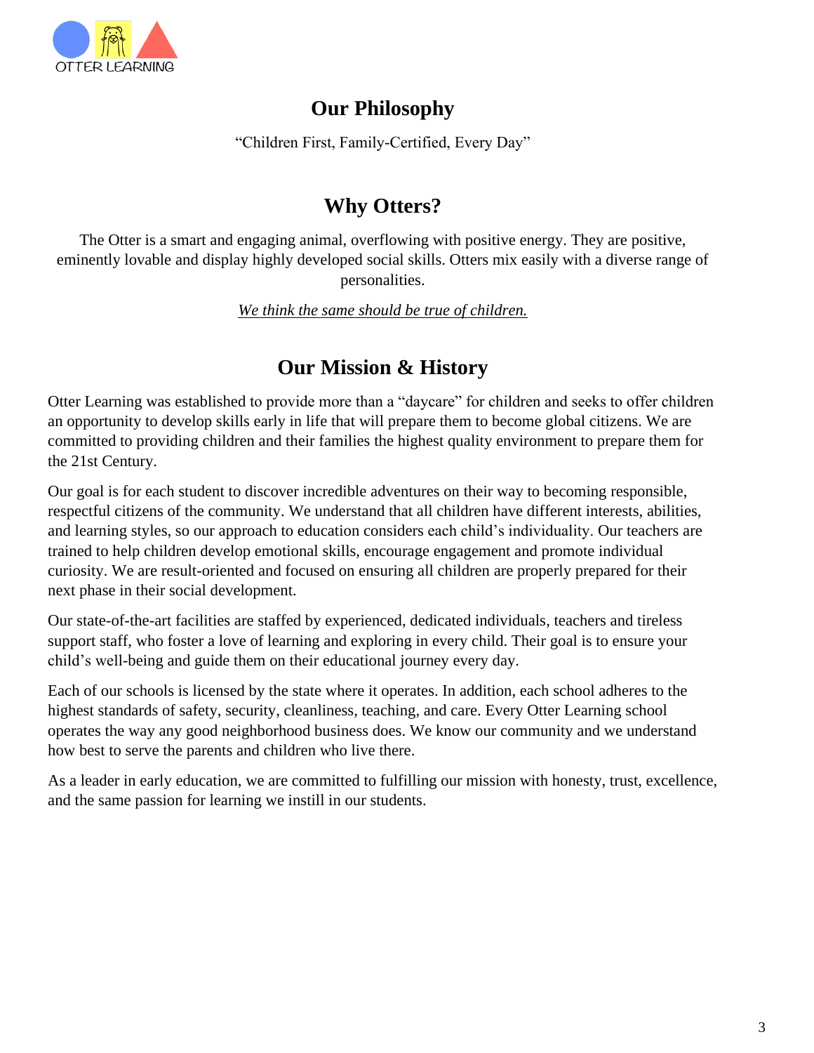## Our Philosophy

"Children First, Family-Certified, Every Day"

## Why Otters?

The Otter is a smart and engaging animal, overflowing with positive energy. They are positive, eminently lovable and display highly developed social skills. Otters mix easily with a diverse range of personalities.

*We think the same should be true of children.*

## Our Mission & History

Otter Learning was established to provide more than a "daycare" for children and seeks to offer children an opportunity to develop skills early in life that will prepare them to become global citizens. We are committed to providing children and their families the highest quality environment to prepare them for the 21st Century.

Our goal is for each student to discover incredible adventures on their way to becoming responsible, respectful citizens of the community. We understand that all children have different interests, abilities, and learning styles, so our approach to education considers each child's individuality. Our teachers are trained to help children develop emotional skills, encourage engagement and promote individual curiosity. We are result-oriented and focused on ensuring all children are properly prepared for their next phase in their social development.

Our state-of-the-art facilities are staffed by experienced, dedicated individuals, teachers and tireless support staff, who foster a love of learning and exploring in every child. Their goal is to ensure your child's well-being and guide them on their educational journey every day.

Each of our schools is licensed by the state where it operates. In addition, each school adheres to the highest standards of safety, security, cleanliness, teaching, and care. Every Otter Learning school operates the way any good neighborhood business does. We know our community and we understand how best to serve the parents and children who live there.

As a leader in early education, we are committed to fulfilling our mission with honesty, trust, excellence, and the same passion for learning we instill in our students.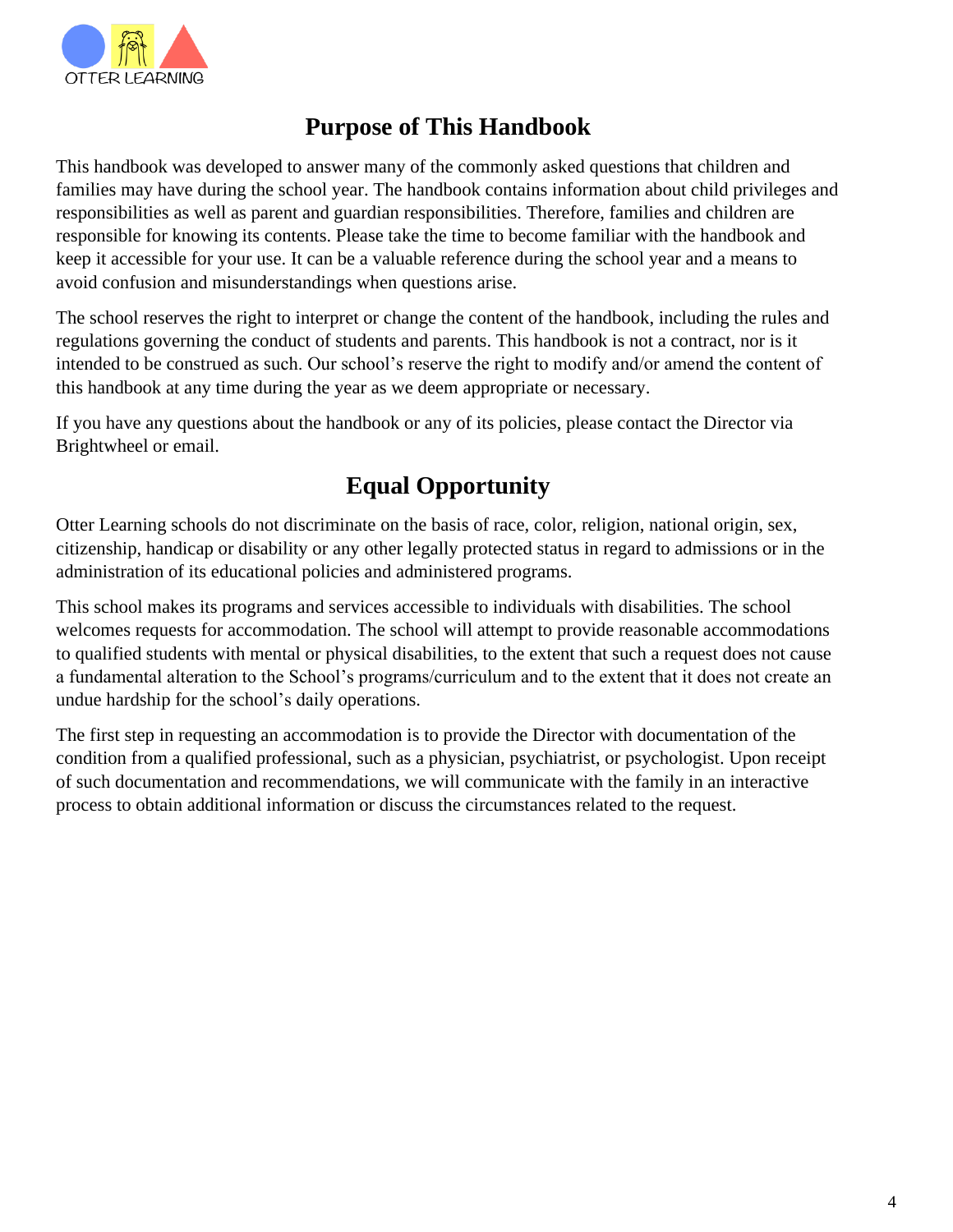## Purpose of This Handbook

This handbook was developed to answer many of the commonly asked questions that children and families may have during the school year. The handbook contains information about child privileges and responsibilities as well as parent and guardian responsibilities. Therefore, families and children are responsible for knowing its contents. Please take the time to become familiar with the handbook and keep it accessible for your use. It can be a valuable reference during the school year and a means to avoid confusion and misunderstandings when questions arise.

The school reserves the right to interpret or change the content of the handbook, including the rules and regulations governing the conduct of students and parents. This handbook is not a contract, nor is it intended to be construed as such. Our school's reserve the right to modify and/or amend the content of this handbook at any time during the year as we deem appropriate or necessary.

If you have any questions about the handbook or any of its policies, please contact the Director via Brightwheel or email.

## Equal Opportunity

Otter Learning schools do not discriminate on the basis of race, color, religion, national origin, sex, citizenship, handicap or disability or any other legally protected status in regard to admissions or in the administration of its educational policies and administered programs.

This school makes its programs and services accessible to individuals with disabilities. The school welcomes requests for accommodation. The school will attempt to provide reasonable accommodations to qualified students with mental or physical disabilities, to the extent that such a request does not cause a fundamental alteration to the School's programs/curriculum and to the extent that it does not create an undue hardship for the school's daily operations.

The first step in requesting an accommodation is to provide the Director with documentation of the condition from a qualified professional, such as a physician, psychiatrist, or psychologist. Upon receipt of such documentation and recommendations, we will communicate with the family in an interactive process to obtain additional information or discuss the circumstances related to the request.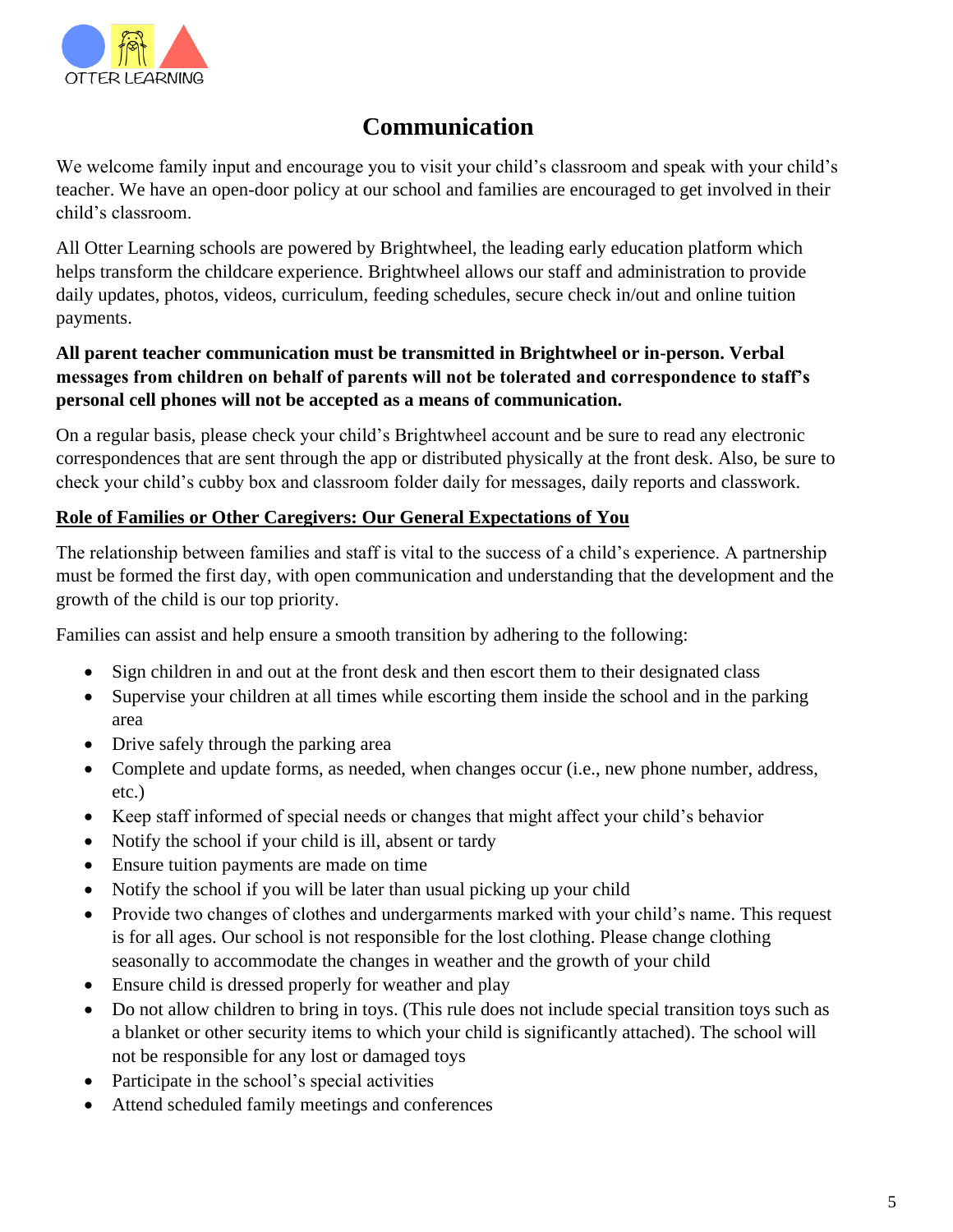# Communication

We welcome family input and encourage you to visit your child's classroom and speak with your child's teacher. We have an open-door policy at our school and families are encouraged to get involved in their child's classroom.

All Otter Learning schools are powered by Brightwheel, the leading early education platform which helps transform the childcare experience. Brightwheel allows our staff and administration to provide daily updates, photos, videos, curriculum, feeding schedules, secure check in/out and online tuition payments.

**All parent teacher communication must be transmitted in Brightwheel or in-person. Verbal messages from children on behalf of parents will not be tolerated and correspondence to staff's personal cell phones will not be accepted as a means of communication.**

On a regular basis, please check your child's Brightwheel account and be sure to read any electronic correspondences that are sent through the app or distributed physically at the front desk. Also, be sure to check your child's cubby box and classroom folder daily for messages, daily reports and classwork.

**Role of Families or Other Caregivers: Our General Expectations of You**

The relationship between families and staff is vital to the success of a child's experience. A partnership must be formed the first day, with open communication and understanding that the development and the growth of the child is our top priority.

Families can assist and help ensure a smooth transition by adhering to the following:

- Sign children in and out at the front desk and then escort them to their designated class
- Supervise your children at all times while escorting them inside the school and in the parking area
- Drive safely through the parking area
- Complete and update forms, as needed, when changes occur (i.e., new phone number, address, etc.)
- Keep staff informed of special needs or changes that might affect your child's behavior
- Notify the school if your child is ill, absent or tardy
- Ensure tuition payments are made on time
- Notify the school if you will be later than usual picking up your child
- Provide two changes of clothes and undergarments marked with your child's name. This request is for all ages. Our school is not responsible for the lost clothing. Please change clothing seasonally to accommodate the changes in weather and the growth of your child
- Ensure child is dressed properly for weather and play
- Do not allow children to bring in toys. (This rule does not include special transition toys such as a blanket or other security items to which your child is significantly attached). The school will not be responsible for any lost or damaged toys
- Participate in the school's special activities
- Attend scheduled family meetings and conferences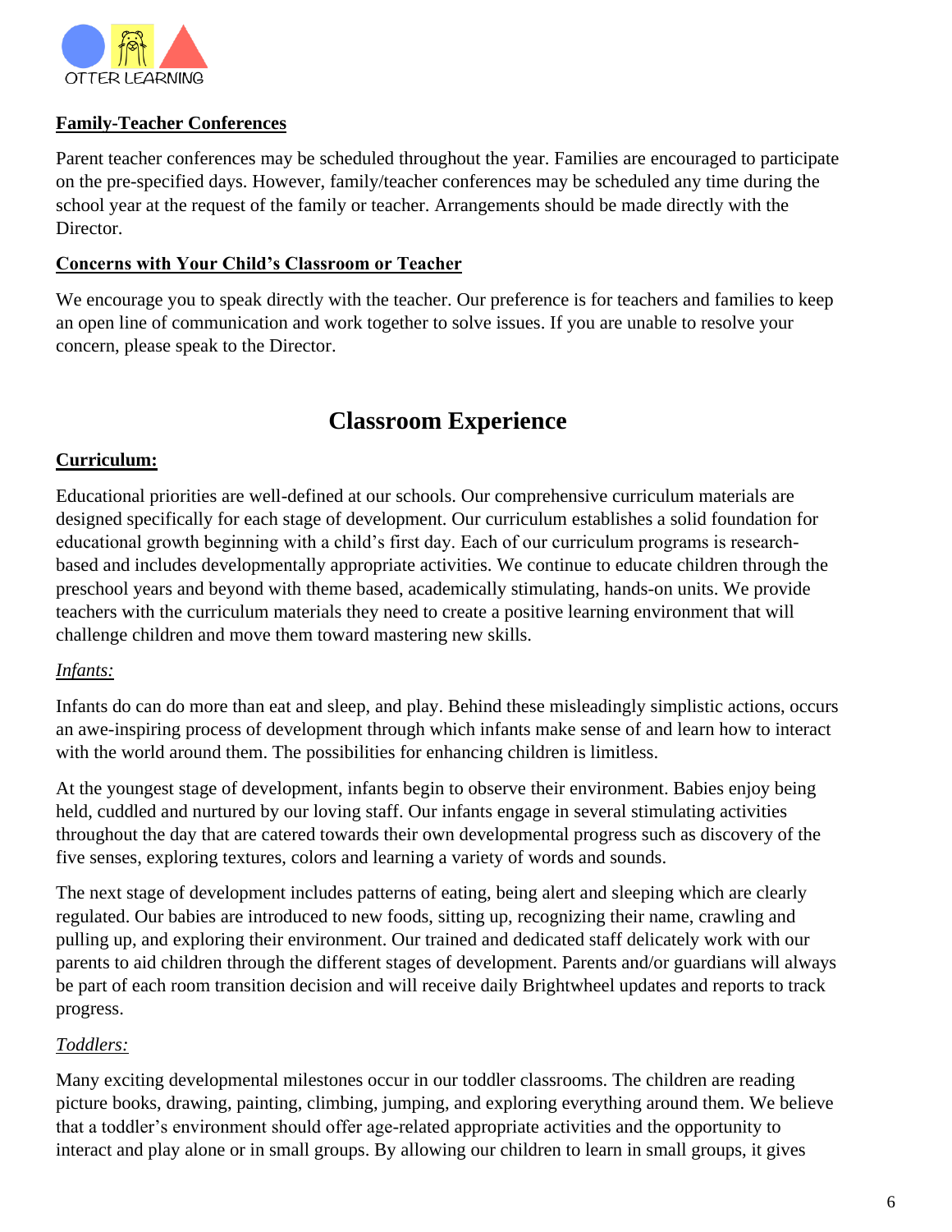**Family-Teacher Conferences**

Parent teacher conferences may be scheduled throughout the year. Families are encouraged to participate on the pre-specified days. However, family/teacher conferences may be scheduled any time during the school year at the request of the family or teacher. Arrangements should be made directly with the Director.

**Concerns with Your Child's Classroom or Teacher**

We encourage you to speak directly with the teacher. Our preference is for teachers and families to keep an open line of communication and work together to solve issues. If you are unable to resolve your concern, please speak to the Director.

# Classroom Experience

**Curriculum:**

Educational priorities are well-defined at our schools. Our comprehensive curriculum materials are designed specifically for each stage of development. Our curriculum establishes a solid foundation for educational growth beginning with a child's first day. Each of our curriculum programs is research-based and includes developmentally appropriate activities. We continue to educate children through the preschool years and beyond with theme based, academically stimulating, hands-on units. We provide teachers with the curriculum materials they need to create a positive learning environment that will challenge children and move them toward mastering new skills.

*Infants:*

Infants do can do more than eat and sleep, and play. Behind these misleadingly simplistic actions, occurs an awe-inspiring process of development through which infants make sense of and learn how to interact with the world around them. The possibilities for enhancing children is limitless.

At the youngest stage of development, infants begin to observe their environment. Babies enjoy being held, cuddled and nurtured by our loving staff. Our infants engage in several stimulating activities throughout the day that are catered towards their own developmental progress such as discovery of the five senses, exploring textures, colors and learning a variety of words and sounds.

The next stage of development includes patterns of eating, being alert and sleeping which are clearly regulated. Our babies are introduced to new foods, sitting up, recognizing their name, crawling and pulling up, and exploring their environment. Our trained and dedicated staff delicately work with our parents to aid children through the different stages of development. Parents and/or guardians will always be part of each room transition decision and will receive daily Brightwheel updates and reports to track progress.

*Toddlers:*

Many exciting developmental milestones occur in our toddler classrooms. The children are reading picture books, drawing, painting, climbing, jumping, and exploring everything around them. We believe that a toddler's environment should offer age-related appropriate activities and the opportunity to interact and play alone or in small groups. By allowing our children to learn in small groups, it gives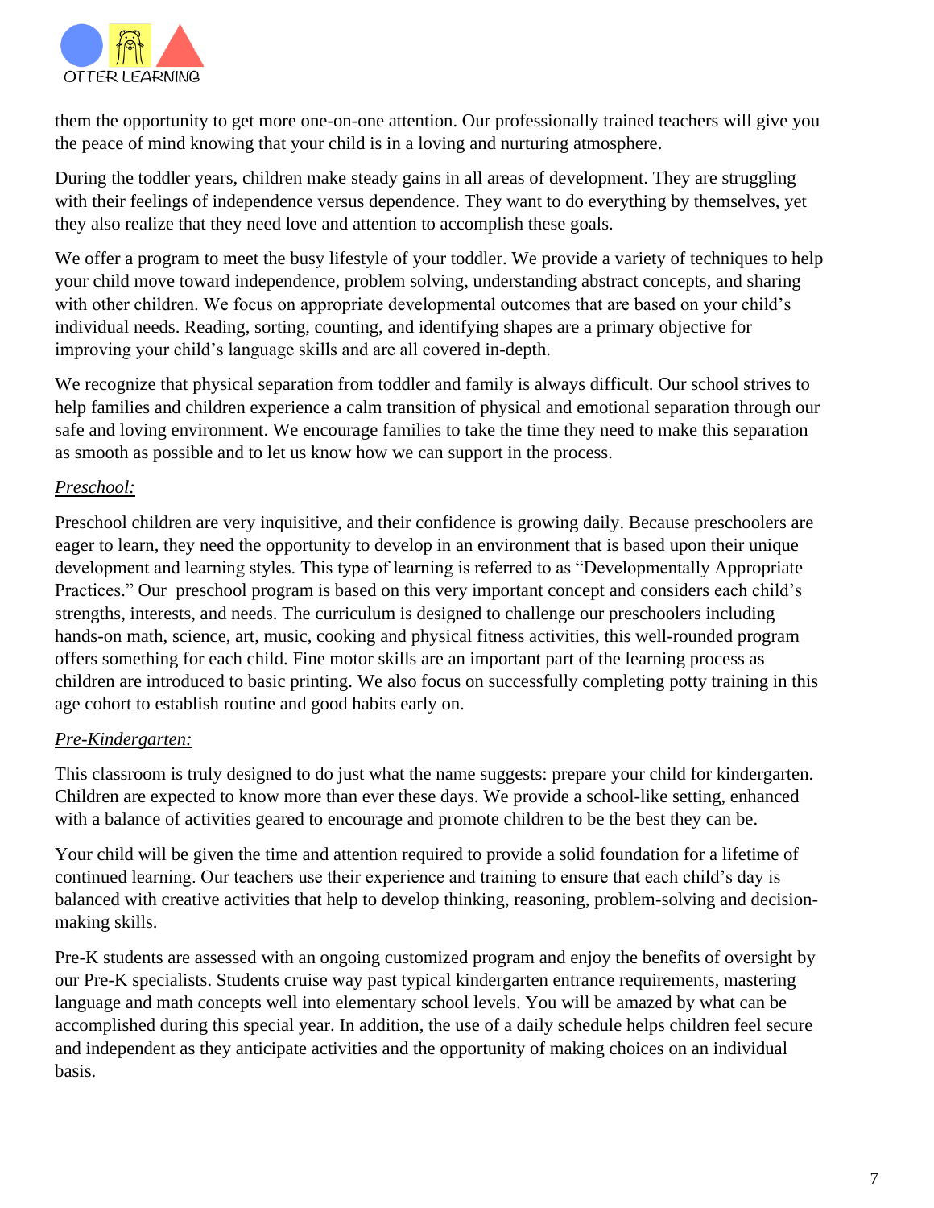them the opportunity to get more one-on-one attention. Our professionally trained teachers will give you the peace of mind knowing that your child is in a loving and nurturing atmosphere.

During the toddler years, children make steady gains in all areas of development. They are struggling with their feelings of independence versus dependence. They want to do everything by themselves, yet they also realize that they need love and attention to accomplish these goals.

We offer a program to meet the busy lifestyle of your toddler. We provide a variety of techniques to help your child move toward independence, problem solving, understanding abstract concepts, and sharing with other children. We focus on appropriate developmental outcomes that are based on your child's individual needs. Reading, sorting, counting, and identifying shapes are a primary objective for improving your child's language skills and are all covered in-depth.

We recognize that physical separation from toddler and family is always difficult. Our school strives to help families and children experience a calm transition of physical and emotional separation through our safe and loving environment. We encourage families to take the time they need to make this separation as smooth as possible and to let us know how we can support in the process.

*Preschool:*

Preschool children are very inquisitive, and their confidence is growing daily. Because preschoolers are eager to learn, they need the opportunity to develop in an environment that is based upon their unique development and learning styles. This type of learning is referred to as "Developmentally Appropriate Practices." Our preschool program is based on this very important concept and considers each child's strengths, interests, and needs. The curriculum is designed to challenge our preschoolers including hands-on math, science, art, music, cooking and physical fitness activities, this well-rounded program offers something for each child. Fine motor skills are an important part of the learning process as children are introduced to basic printing. We also focus on successfully completing potty training in this age cohort to establish routine and good habits early on.

*Pre-Kindergarten:*

This classroom is truly designed to do just what the name suggests: prepare your child for kindergarten. Children are expected to know more than ever these days. We provide a school-like setting, enhanced with a balance of activities geared to encourage and promote children to be the best they can be.

Your child will be given the time and attention required to provide a solid foundation for a lifetime of continued learning. Our teachers use their experience and training to ensure that each child's day is balanced with creative activities that help to develop thinking, reasoning, problem-solving and decision-making skills.

Pre-K students are assessed with an ongoing customized program and enjoy the benefits of oversight by our Pre-K specialists. Students cruise way past typical kindergarten entrance requirements, mastering language and math concepts well into elementary school levels. You will be amazed by what can be accomplished during this special year. In addition, the use of a daily schedule helps children feel secure and independent as they anticipate activities and the opportunity of making choices on an individual basis.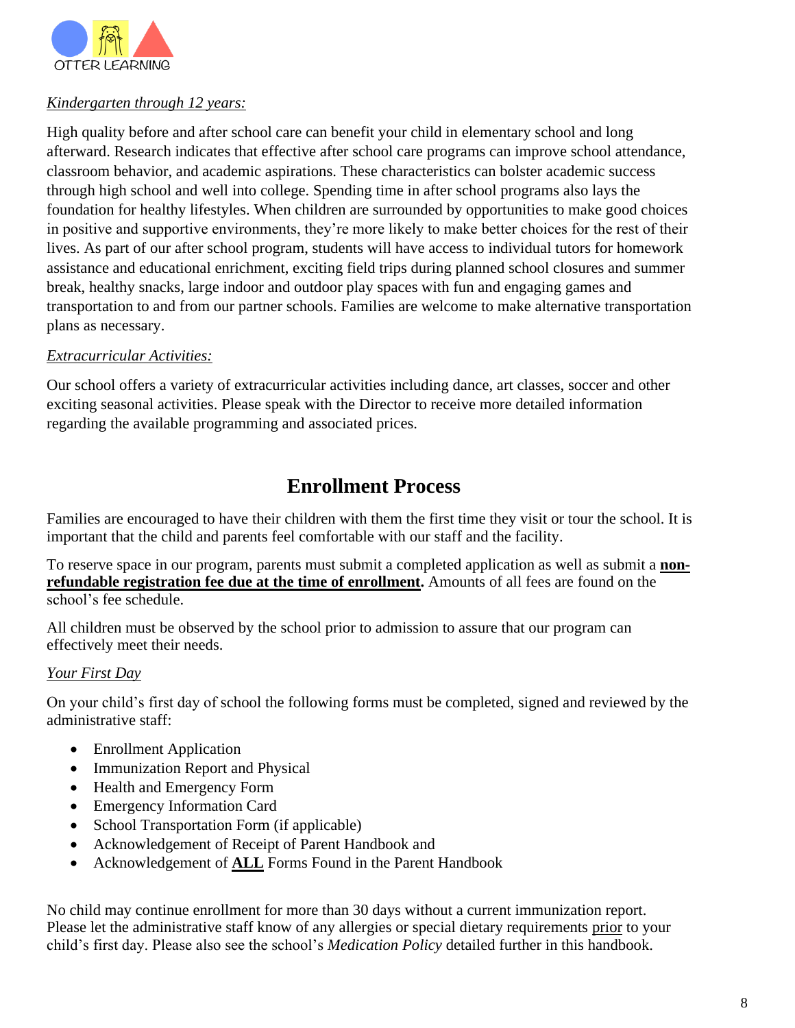*Kindergarten through 12 years:*

High quality before and after school care can benefit your child in elementary school and long afterward. Research indicates that effective after school care programs can improve school attendance, classroom behavior, and academic aspirations. These characteristics can bolster academic success through high school and well into college. Spending time in after school programs also lays the foundation for healthy lifestyles. When children are surrounded by opportunities to make good choices in positive and supportive environments, they're more likely to make better choices for the rest of their lives. As part of our after school program, students will have access to individual tutors for homework assistance and educational enrichment, exciting field trips during planned school closures and summer break, healthy snacks, large indoor and outdoor play spaces with fun and engaging games and transportation to and from our partner schools. Families are welcome to make alternative transportation plans as necessary.

*Extracurricular Activities:*

Our school offers a variety of extracurricular activities including dance, art classes, soccer and other exciting seasonal activities. Please speak with the Director to receive more detailed information regarding the available programming and associated prices.

## Enrollment Process

Families are encouraged to have their children with them the first time they visit or tour the school. It is important that the child and parents feel comfortable with our staff and the facility.

To reserve space in our program, parents must submit a completed application as well as submit a **non-refundable registration fee due at the time of enrollment.** Amounts of all fees are found on the school's fee schedule.

All children must be observed by the school prior to admission to assure that our program can effectively meet their needs.

*Your First Day*

On your child's first day of school the following forms must be completed, signed and reviewed by the administrative staff:

- Enrollment Application
- Immunization Report and Physical
- Health and Emergency Form
- Emergency Information Card
- School Transportation Form (if applicable)
- Acknowledgement of Receipt of Parent Handbook and
- Acknowledgement of **ALL** Forms Found in the Parent Handbook

No child may continue enrollment for more than 30 days without a current immunization report. Please let the administrative staff know of any allergies or special dietary requirements prior to your child's first day. Please also see the school's *Medication Policy* detailed further in this handbook.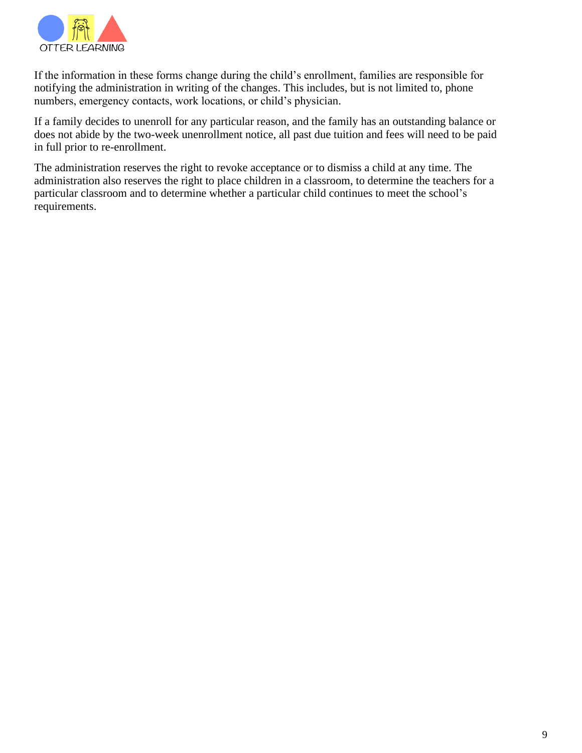If the information in these forms change during the child's enrollment, families are responsible for notifying the administration in writing of the changes. This includes, but is not limited to, phone numbers, emergency contacts, work locations, or child's physician.

If a family decides to unenroll for any particular reason, and the family has an outstanding balance or does not abide by the two-week unenrollment notice, all past due tuition and fees will need to be paid in full prior to re-enrollment.

The administration reserves the right to revoke acceptance or to dismiss a child at any time. The administration also reserves the right to place children in a classroom, to determine the teachers for a particular classroom and to determine whether a particular child continues to meet the school's requirements.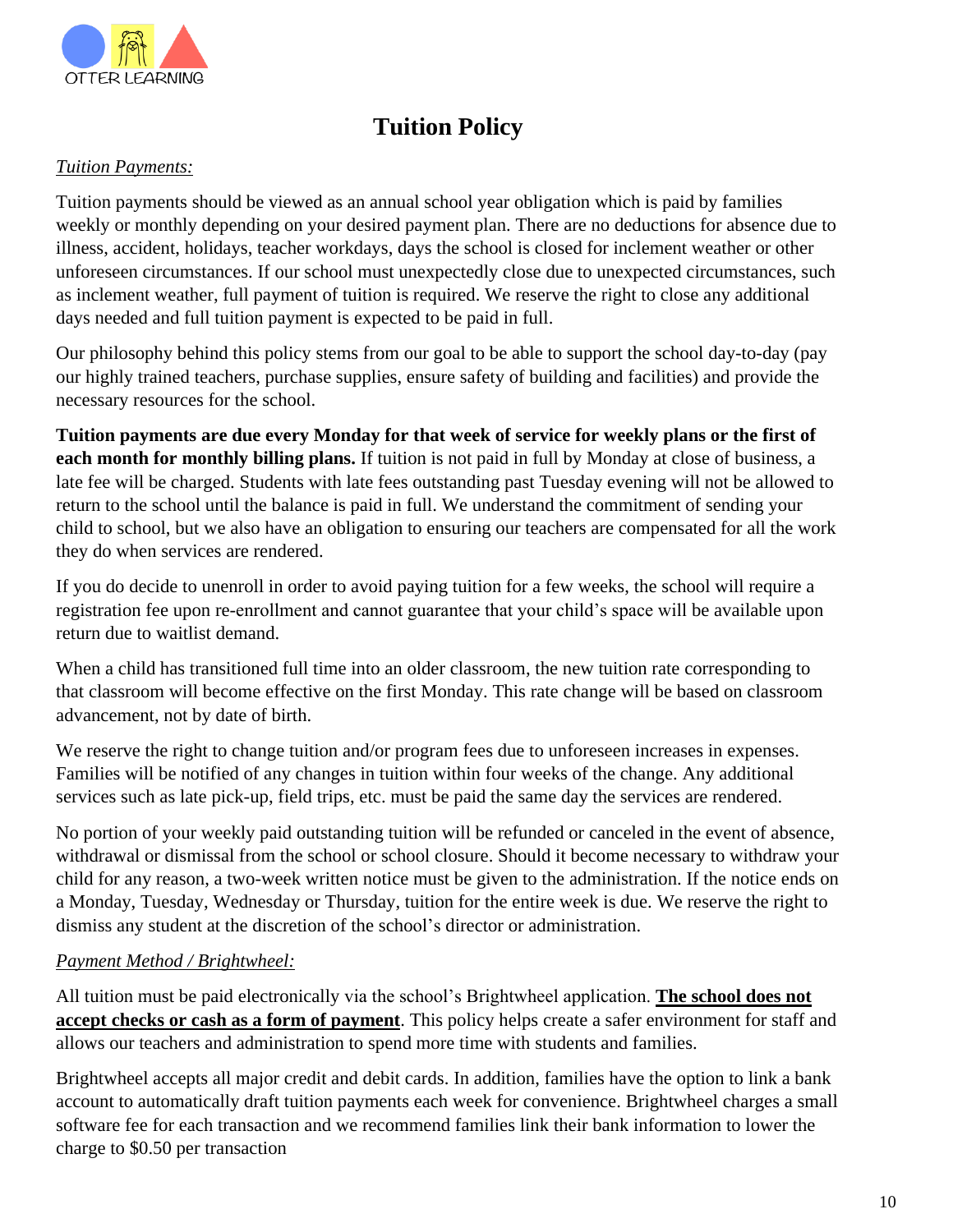OTTER LEARNING

# Tuition Policy

*Tuition Payments:*

Tuition payments should be viewed as an annual school year obligation which is paid by families weekly or monthly depending on your desired payment plan. There are no deductions for absence due to illness, accident, holidays, teacher workdays, days the school is closed for inclement weather or other unforeseen circumstances. If our school must unexpectedly close due to unexpected circumstances, such as inclement weather, full payment of tuition is required. We reserve the right to close any additional days needed and full tuition payment is expected to be paid in full.

Our philosophy behind this policy stems from our goal to be able to support the school day-to-day (pay our highly trained teachers, purchase supplies, ensure safety of building and facilities) and provide the necessary resources for the school.

**Tuition payments are due every Monday for that week of service for weekly plans or the first of each month for monthly billing plans.** If tuition is not paid in full by Monday at close of business, a late fee will be charged. Students with late fees outstanding past Tuesday evening will not be allowed to return to the school until the balance is paid in full. We understand the commitment of sending your child to school, but we also have an obligation to ensuring our teachers are compensated for all the work they do when services are rendered.

If you do decide to unenroll in order to avoid paying tuition for a few weeks, the school will require a registration fee upon re-enrollment and cannot guarantee that your child's space will be available upon return due to waitlist demand.

When a child has transitioned full time into an older classroom, the new tuition rate corresponding to that classroom will become effective on the first Monday. This rate change will be based on classroom advancement, not by date of birth.

We reserve the right to change tuition and/or program fees due to unforeseen increases in expenses. Families will be notified of any changes in tuition within four weeks of the change. Any additional services such as late pick-up, field trips, etc. must be paid the same day the services are rendered.

No portion of your weekly paid outstanding tuition will be refunded or canceled in the event of absence, withdrawal or dismissal from the school or school closure. Should it become necessary to withdraw your child for any reason, a two-week written notice must be given to the administration. If the notice ends on a Monday, Tuesday, Wednesday or Thursday, tuition for the entire week is due. We reserve the right to dismiss any student at the discretion of the school's director or administration.

*Payment Method / Brightwheel:*

All tuition must be paid electronically via the school's Brightwheel application. **The school does not accept checks or cash as a form of payment**. This policy helps create a safer environment for staff and allows our teachers and administration to spend more time with students and families.

Brightwheel accepts all major credit and debit cards. In addition, families have the option to link a bank account to automatically draft tuition payments each week for convenience. Brightwheel charges a small software fee for each transaction and we recommend families link their bank information to lower the charge to $0.50 per transaction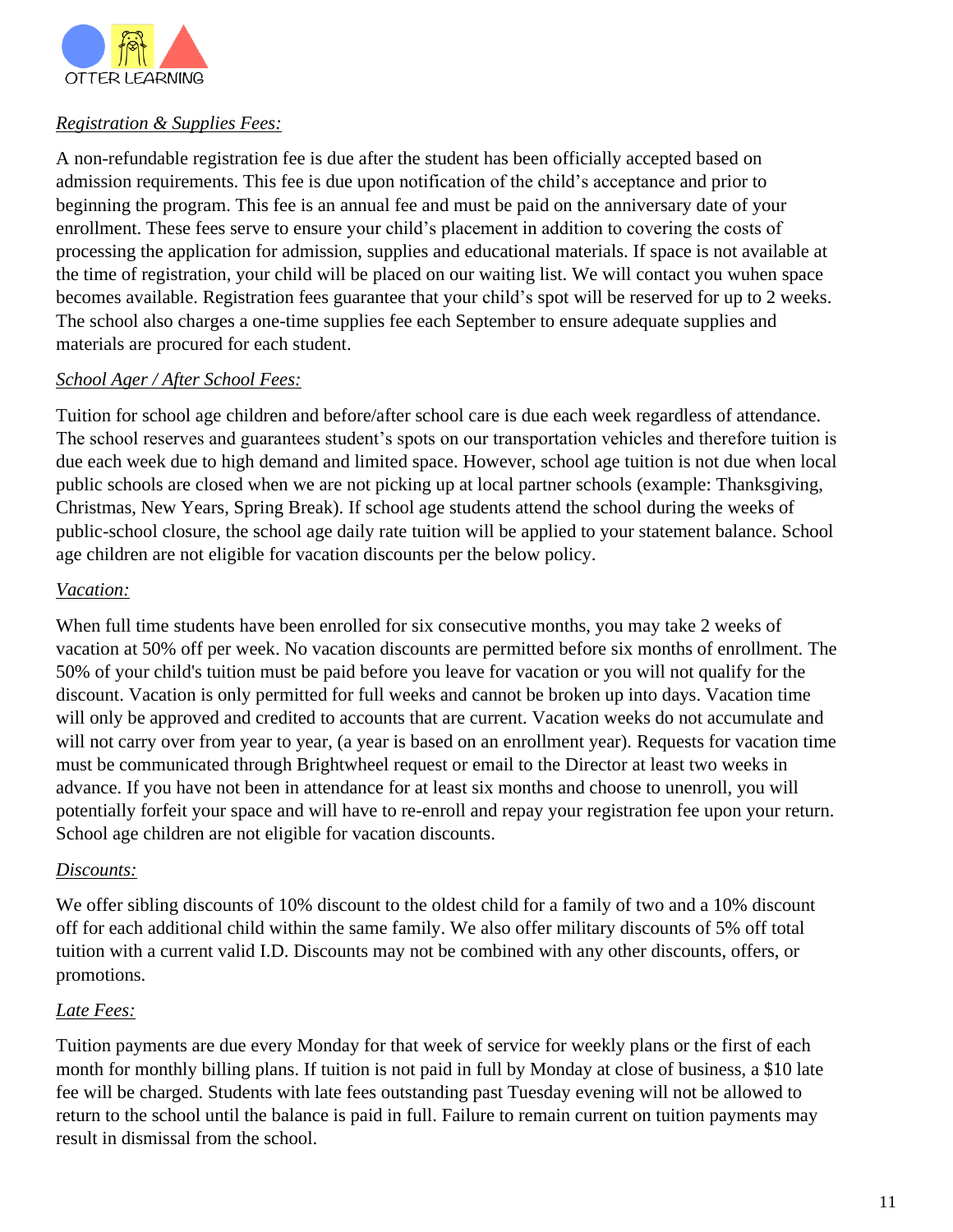*Registration & Supplies Fees:*

A non-refundable registration fee is due after the student has been officially accepted based on admission requirements. This fee is due upon notification of the child's acceptance and prior to beginning the program. This fee is an annual fee and must be paid on the anniversary date of your enrollment. These fees serve to ensure your child's placement in addition to covering the costs of processing the application for admission, supplies and educational materials. If space is not available at the time of registration, your child will be placed on our waiting list. We will contact you wuhen space becomes available. Registration fees guarantee that your child's spot will be reserved for up to 2 weeks. The school also charges a one-time supplies fee each September to ensure adequate supplies and materials are procured for each student.

*School Ager / After School Fees:*

Tuition for school age children and before/after school care is due each week regardless of attendance. The school reserves and guarantees student's spots on our transportation vehicles and therefore tuition is due each week due to high demand and limited space. However, school age tuition is not due when local public schools are closed when we are not picking up at local partner schools (example: Thanksgiving, Christmas, New Years, Spring Break). If school age students attend the school during the weeks of public-school closure, the school age daily rate tuition will be applied to your statement balance. School age children are not eligible for vacation discounts per the below policy.

*Vacation:*

When full time students have been enrolled for six consecutive months, you may take 2 weeks of vacation at 50% off per week. No vacation discounts are permitted before six months of enrollment. The 50% of your child's tuition must be paid before you leave for vacation or you will not qualify for the discount. Vacation is only permitted for full weeks and cannot be broken up into days. Vacation time will only be approved and credited to accounts that are current. Vacation weeks do not accumulate and will not carry over from year to year, (a year is based on an enrollment year). Requests for vacation time must be communicated through Brightwheel request or email to the Director at least two weeks in advance. If you have not been in attendance for at least six months and choose to unenroll, you will potentially forfeit your space and will have to re-enroll and repay your registration fee upon your return. School age children are not eligible for vacation discounts.

*Discounts:*

We offer sibling discounts of 10% discount to the oldest child for a family of two and a 10% discount off for each additional child within the same family. We also offer military discounts of 5% off total tuition with a current valid I.D. Discounts may not be combined with any other discounts, offers, or promotions.

*Late Fees:*

Tuition payments are due every Monday for that week of service for weekly plans or the first of each month for monthly billing plans. If tuition is not paid in full by Monday at close of business, a $10 late fee will be charged. Students with late fees outstanding past Tuesday evening will not be allowed to return to the school until the balance is paid in full. Failure to remain current on tuition payments may result in dismissal from the school.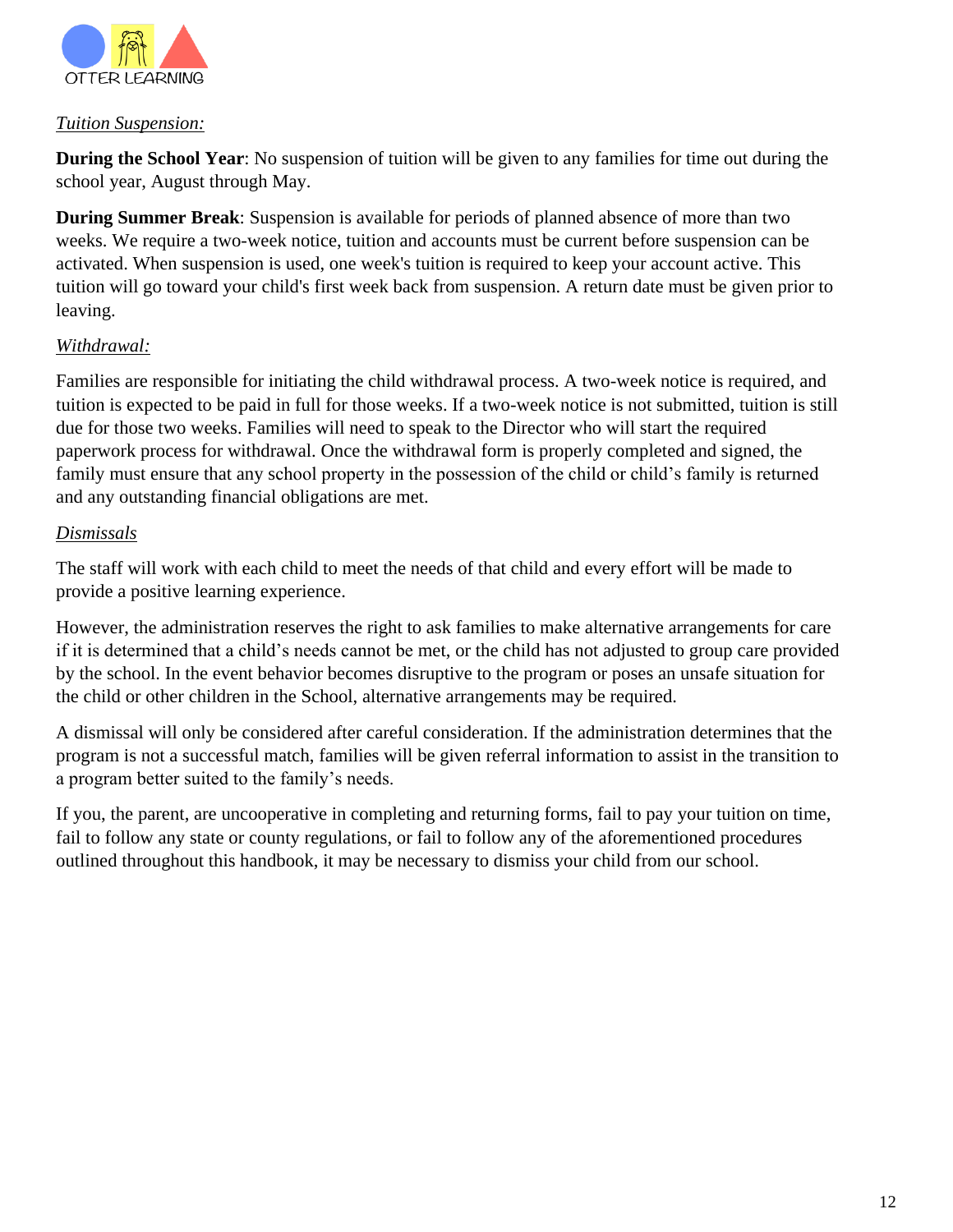*Tuition Suspension:*

**During the School Year**: No suspension of tuition will be given to any families for time out during the school year, August through May.

**During Summer Break**: Suspension is available for periods of planned absence of more than two weeks. We require a two-week notice, tuition and accounts must be current before suspension can be activated. When suspension is used, one week's tuition is required to keep your account active. This tuition will go toward your child's first week back from suspension. A return date must be given prior to leaving.

*Withdrawal:*

Families are responsible for initiating the child withdrawal process. A two-week notice is required, and tuition is expected to be paid in full for those weeks. If a two-week notice is not submitted, tuition is still due for those two weeks. Families will need to speak to the Director who will start the required paperwork process for withdrawal. Once the withdrawal form is properly completed and signed, the family must ensure that any school property in the possession of the child or child's family is returned and any outstanding financial obligations are met.

*Dismissals*

The staff will work with each child to meet the needs of that child and every effort will be made to provide a positive learning experience.

However, the administration reserves the right to ask families to make alternative arrangements for care if it is determined that a child's needs cannot be met, or the child has not adjusted to group care provided by the school. In the event behavior becomes disruptive to the program or poses an unsafe situation for the child or other children in the School, alternative arrangements may be required.

A dismissal will only be considered after careful consideration. If the administration determines that the program is not a successful match, families will be given referral information to assist in the transition to a program better suited to the family's needs.

If you, the parent, are uncooperative in completing and returning forms, fail to pay your tuition on time, fail to follow any state or county regulations, or fail to follow any of the aforementioned procedures outlined throughout this handbook, it may be necessary to dismiss your child from our school.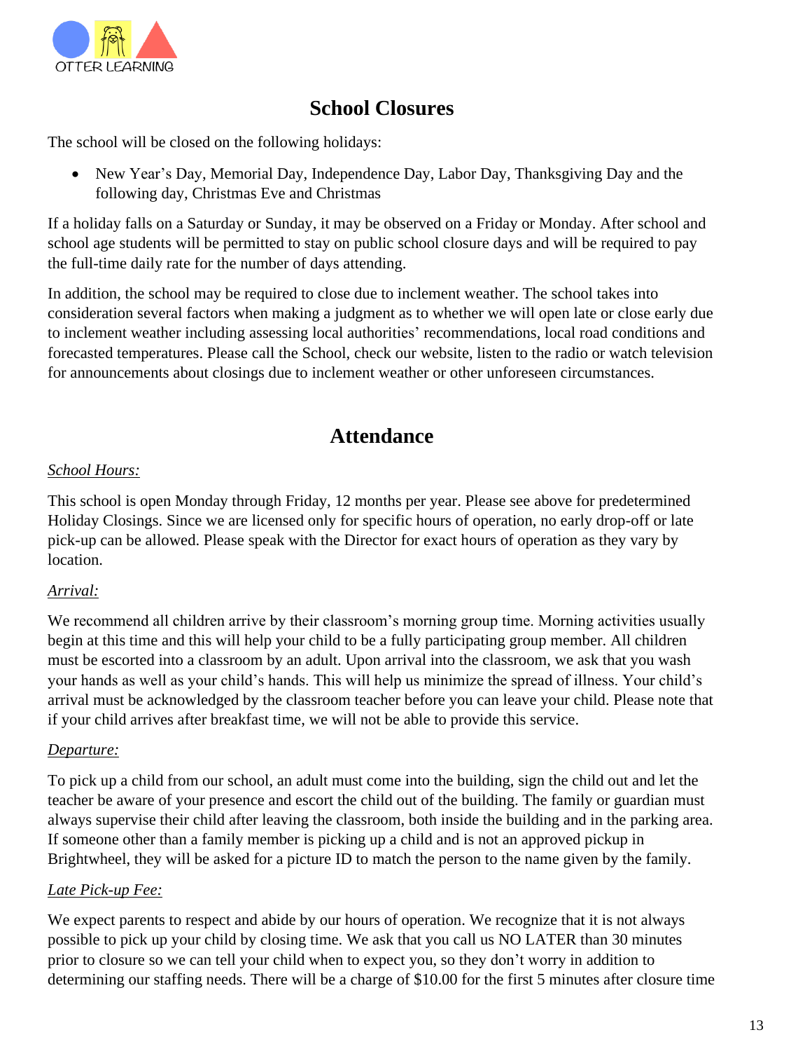## School Closures

The school will be closed on the following holidays:

- New Year's Day, Memorial Day, Independence Day, Labor Day, Thanksgiving Day and the following day, Christmas Eve and Christmas

If a holiday falls on a Saturday or Sunday, it may be observed on a Friday or Monday. After school and school age students will be permitted to stay on public school closure days and will be required to pay the full-time daily rate for the number of days attending.

In addition, the school may be required to close due to inclement weather. The school takes into consideration several factors when making a judgment as to whether we will open late or close early due to inclement weather including assessing local authorities' recommendations, local road conditions and forecasted temperatures. Please call the School, check our website, listen to the radio or watch television for announcements about closings due to inclement weather or other unforeseen circumstances.

## Attendance

*School Hours:*

This school is open Monday through Friday, 12 months per year. Please see above for predetermined Holiday Closings. Since we are licensed only for specific hours of operation, no early drop-off or late pick-up can be allowed. Please speak with the Director for exact hours of operation as they vary by location.

*Arrival:*

We recommend all children arrive by their classroom's morning group time. Morning activities usually begin at this time and this will help your child to be a fully participating group member. All children must be escorted into a classroom by an adult. Upon arrival into the classroom, we ask that you wash your hands as well as your child's hands. This will help us minimize the spread of illness. Your child's arrival must be acknowledged by the classroom teacher before you can leave your child. Please note that if your child arrives after breakfast time, we will not be able to provide this service.

*Departure:*

To pick up a child from our school, an adult must come into the building, sign the child out and let the teacher be aware of your presence and escort the child out of the building. The family or guardian must always supervise their child after leaving the classroom, both inside the building and in the parking area. If someone other than a family member is picking up a child and is not an approved pickup in Brightwheel, they will be asked for a picture ID to match the person to the name given by the family.

*Late Pick-up Fee:*

We expect parents to respect and abide by our hours of operation. We recognize that it is not always possible to pick up your child by closing time. We ask that you call us NO LATER than 30 minutes prior to closure so we can tell your child when to expect you, so they don't worry in addition to determining our staffing needs. There will be a charge of $10.00 for the first 5 minutes after closure time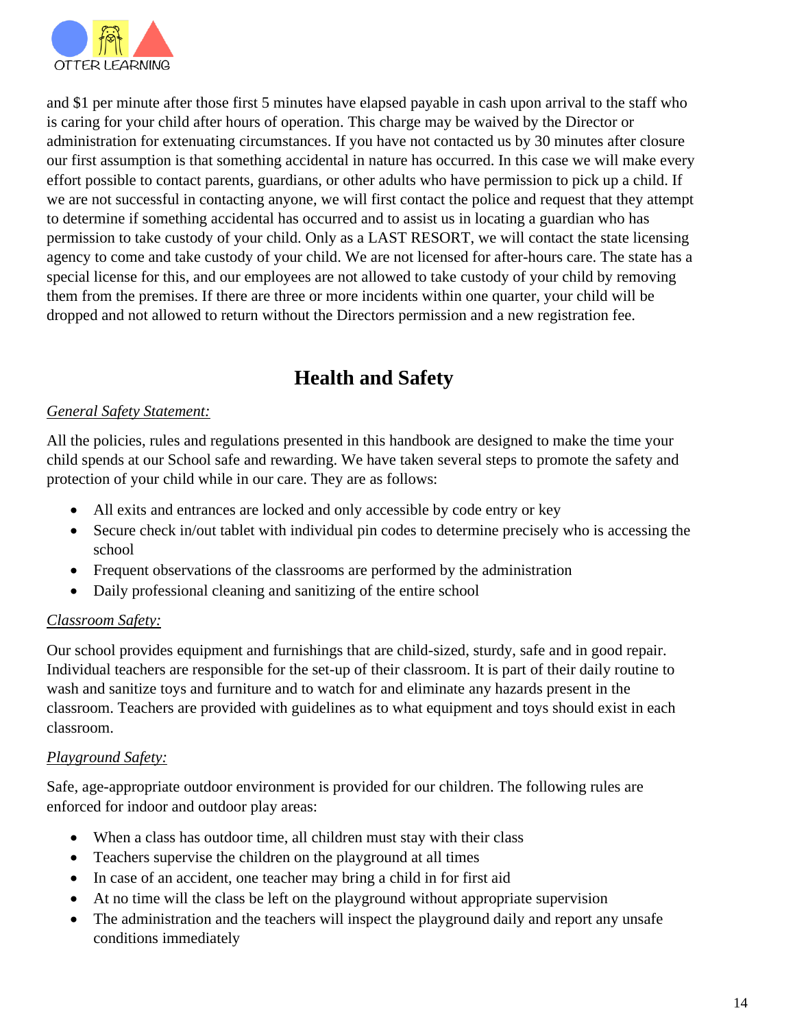and $1 per minute after those first 5 minutes have elapsed payable in cash upon arrival to the staff who is caring for your child after hours of operation. This charge may be waived by the Director or administration for extenuating circumstances. If you have not contacted us by 30 minutes after closure our first assumption is that something accidental in nature has occurred. In this case we will make every effort possible to contact parents, guardians, or other adults who have permission to pick up a child. If we are not successful in contacting anyone, we will first contact the police and request that they attempt to determine if something accidental has occurred and to assist us in locating a guardian who has permission to take custody of your child. Only as a LAST RESORT, we will contact the state licensing agency to come and take custody of your child. We are not licensed for after-hours care. The state has a special license for this, and our employees are not allowed to take custody of your child by removing them from the premises. If there are three or more incidents within one quarter, your child will be dropped and not allowed to return without the Directors permission and a new registration fee.

## Health and Safety

*General Safety Statement:*

All the policies, rules and regulations presented in this handbook are designed to make the time your child spends at our School safe and rewarding. We have taken several steps to promote the safety and protection of your child while in our care. They are as follows:

- All exits and entrances are locked and only accessible by code entry or key
- Secure check in/out tablet with individual pin codes to determine precisely who is accessing the school
- Frequent observations of the classrooms are performed by the administration
- Daily professional cleaning and sanitizing of the entire school

*Classroom Safety:*

Our school provides equipment and furnishings that are child-sized, sturdy, safe and in good repair. Individual teachers are responsible for the set-up of their classroom. It is part of their daily routine to wash and sanitize toys and furniture and to watch for and eliminate any hazards present in the classroom. Teachers are provided with guidelines as to what equipment and toys should exist in each classroom.

*Playground Safety:*

Safe, age-appropriate outdoor environment is provided for our children. The following rules are enforced for indoor and outdoor play areas:

- When a class has outdoor time, all children must stay with their class
- Teachers supervise the children on the playground at all times
- In case of an accident, one teacher may bring a child in for first aid
- At no time will the class be left on the playground without appropriate supervision
- The administration and the teachers will inspect the playground daily and report any unsafe conditions immediately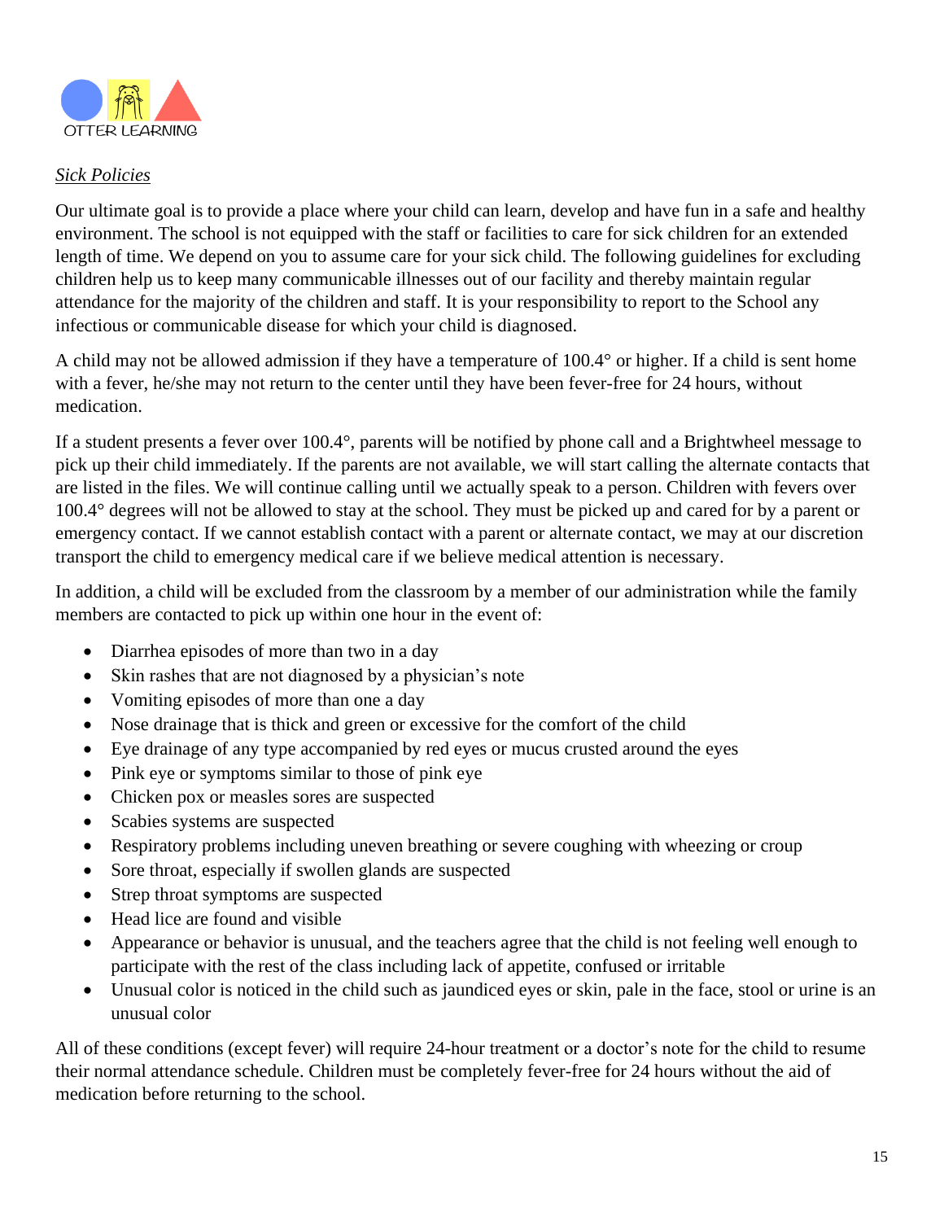OTTER LEARNING

*Sick Policies*

Our ultimate goal is to provide a place where your child can learn, develop and have fun in a safe and healthy environment. The school is not equipped with the staff or facilities to care for sick children for an extended length of time. We depend on you to assume care for your sick child. The following guidelines for excluding children help us to keep many communicable illnesses out of our facility and thereby maintain regular attendance for the majority of the children and staff. It is your responsibility to report to the School any infectious or communicable disease for which your child is diagnosed.

A child may not be allowed admission if they have a temperature of 100.4° or higher. If a child is sent home with a fever, he/she may not return to the center until they have been fever-free for 24 hours, without medication.

If a student presents a fever over 100.4°, parents will be notified by phone call and a Brightwheel message to pick up their child immediately. If the parents are not available, we will start calling the alternate contacts that are listed in the files. We will continue calling until we actually speak to a person. Children with fevers over 100.4° degrees will not be allowed to stay at the school. They must be picked up and cared for by a parent or emergency contact. If we cannot establish contact with a parent or alternate contact, we may at our discretion transport the child to emergency medical care if we believe medical attention is necessary.

In addition, a child will be excluded from the classroom by a member of our administration while the family members are contacted to pick up within one hour in the event of:

- Diarrhea episodes of more than two in a day
- Skin rashes that are not diagnosed by a physician's note
- Vomiting episodes of more than one a day
- Nose drainage that is thick and green or excessive for the comfort of the child
- Eye drainage of any type accompanied by red eyes or mucus crusted around the eyes
- Pink eye or symptoms similar to those of pink eye
- Chicken pox or measles sores are suspected
- Scabies systems are suspected
- Respiratory problems including uneven breathing or severe coughing with wheezing or croup
- Sore throat, especially if swollen glands are suspected
- Strep throat symptoms are suspected
- Head lice are found and visible
- Appearance or behavior is unusual, and the teachers agree that the child is not feeling well enough to participate with the rest of the class including lack of appetite, confused or irritable
- Unusual color is noticed in the child such as jaundiced eyes or skin, pale in the face, stool or urine is an unusual color

All of these conditions (except fever) will require 24-hour treatment or a doctor's note for the child to resume their normal attendance schedule. Children must be completely fever-free for 24 hours without the aid of medication before returning to the school.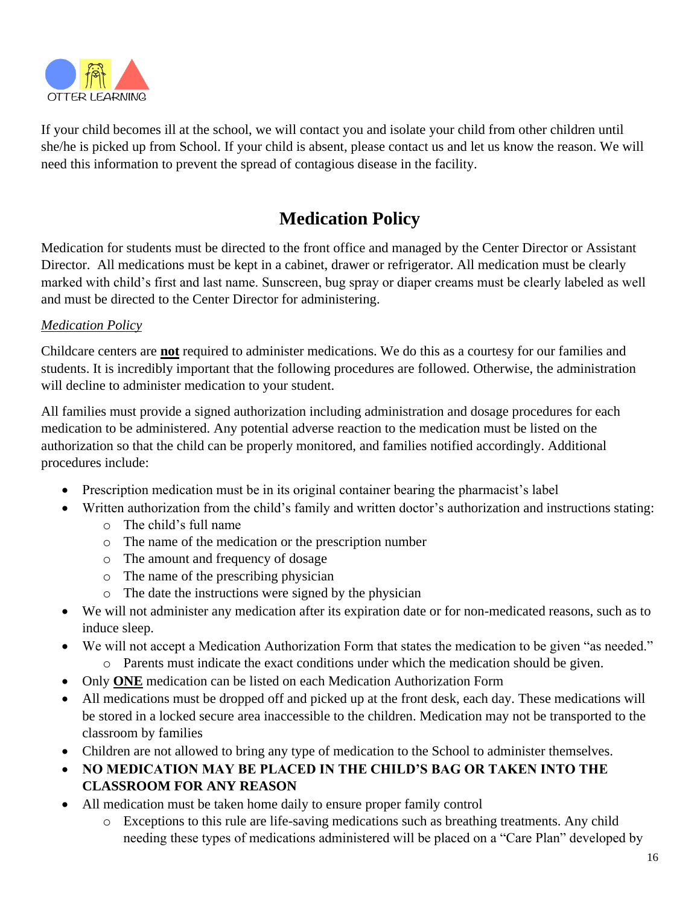If your child becomes ill at the school, we will contact you and isolate your child from other children until she/he is picked up from School. If your child is absent, please contact us and let us know the reason. We will need this information to prevent the spread of contagious disease in the facility.

## Medication Policy

Medication for students must be directed to the front office and managed by the Center Director or Assistant Director. All medications must be kept in a cabinet, drawer or refrigerator. All medication must be clearly marked with child's first and last name. Sunscreen, bug spray or diaper creams must be clearly labeled as well and must be directed to the Center Director for administering.

*Medication Policy*

Childcare centers are **not** required to administer medications. We do this as a courtesy for our families and students. It is incredibly important that the following procedures are followed. Otherwise, the administration will decline to administer medication to your student.

All families must provide a signed authorization including administration and dosage procedures for each medication to be administered. Any potential adverse reaction to the medication must be listed on the authorization so that the child can be properly monitored, and families notified accordingly. Additional procedures include:

- Prescription medication must be in its original container bearing the pharmacist's label
- Written authorization from the child's family and written doctor's authorization and instructions stating:
  - The child's full name
  - The name of the medication or the prescription number
  - The amount and frequency of dosage
  - The name of the prescribing physician
  - The date the instructions were signed by the physician
- We will not administer any medication after its expiration date or for non-medicated reasons, such as to induce sleep.
- We will not accept a Medication Authorization Form that states the medication to be given "as needed."
  - Parents must indicate the exact conditions under which the medication should be given.
- Only **ONE** medication can be listed on each Medication Authorization Form
- All medications must be dropped off and picked up at the front desk, each day. These medications will be stored in a locked secure area inaccessible to the children. Medication may not be transported to the classroom by families
- Children are not allowed to bring any type of medication to the School to administer themselves.
- **NO MEDICATION MAY BE PLACED IN THE CHILD'S BAG OR TAKEN INTO THE CLASSROOM FOR ANY REASON**
- All medication must be taken home daily to ensure proper family control
  - Exceptions to this rule are life-saving medications such as breathing treatments. Any child needing these types of medications administered will be placed on a "Care Plan" developed by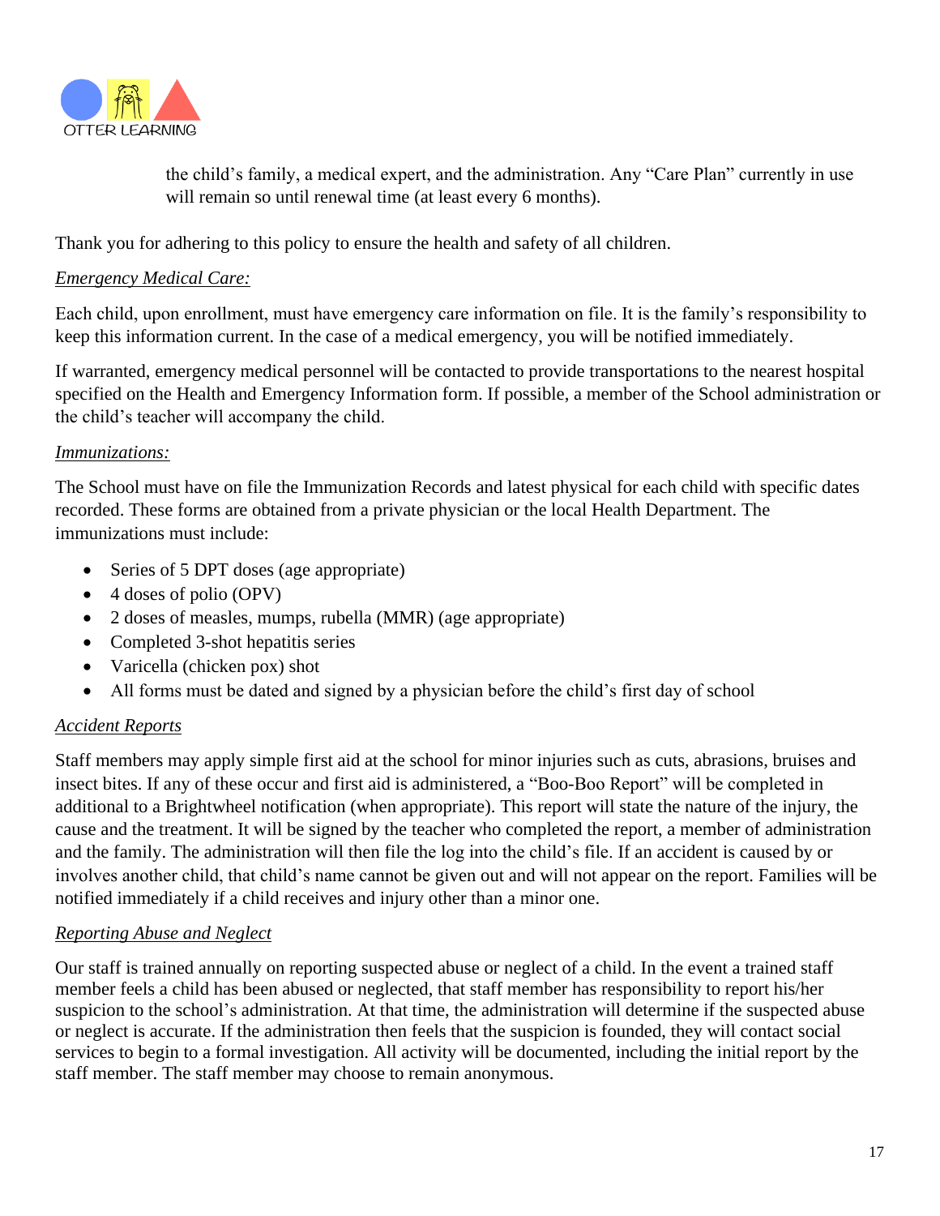the child's family, a medical expert, and the administration. Any "Care Plan" currently in use will remain so until renewal time (at least every 6 months).

Thank you for adhering to this policy to ensure the health and safety of all children.

*Emergency Medical Care:*

Each child, upon enrollment, must have emergency care information on file. It is the family's responsibility to keep this information current. In the case of a medical emergency, you will be notified immediately.

If warranted, emergency medical personnel will be contacted to provide transportations to the nearest hospital specified on the Health and Emergency Information form. If possible, a member of the School administration or the child's teacher will accompany the child.

*Immunizations:*

The School must have on file the Immunization Records and latest physical for each child with specific dates recorded. These forms are obtained from a private physician or the local Health Department. The immunizations must include:

- Series of 5 DPT doses (age appropriate)
- 4 doses of polio (OPV)
- 2 doses of measles, mumps, rubella (MMR) (age appropriate)
- Completed 3-shot hepatitis series
- Varicella (chicken pox) shot
- All forms must be dated and signed by a physician before the child's first day of school

*Accident Reports*

Staff members may apply simple first aid at the school for minor injuries such as cuts, abrasions, bruises and insect bites. If any of these occur and first aid is administered, a "Boo-Boo Report" will be completed in additional to a Brightwheel notification (when appropriate). This report will state the nature of the injury, the cause and the treatment. It will be signed by the teacher who completed the report, a member of administration and the family. The administration will then file the log into the child's file. If an accident is caused by or involves another child, that child's name cannot be given out and will not appear on the report. Families will be notified immediately if a child receives and injury other than a minor one.

*Reporting Abuse and Neglect*

Our staff is trained annually on reporting suspected abuse or neglect of a child. In the event a trained staff member feels a child has been abused or neglected, that staff member has responsibility to report his/her suspicion to the school's administration. At that time, the administration will determine if the suspected abuse or neglect is accurate. If the administration then feels that the suspicion is founded, they will contact social services to begin to a formal investigation. All activity will be documented, including the initial report by the staff member. The staff member may choose to remain anonymous.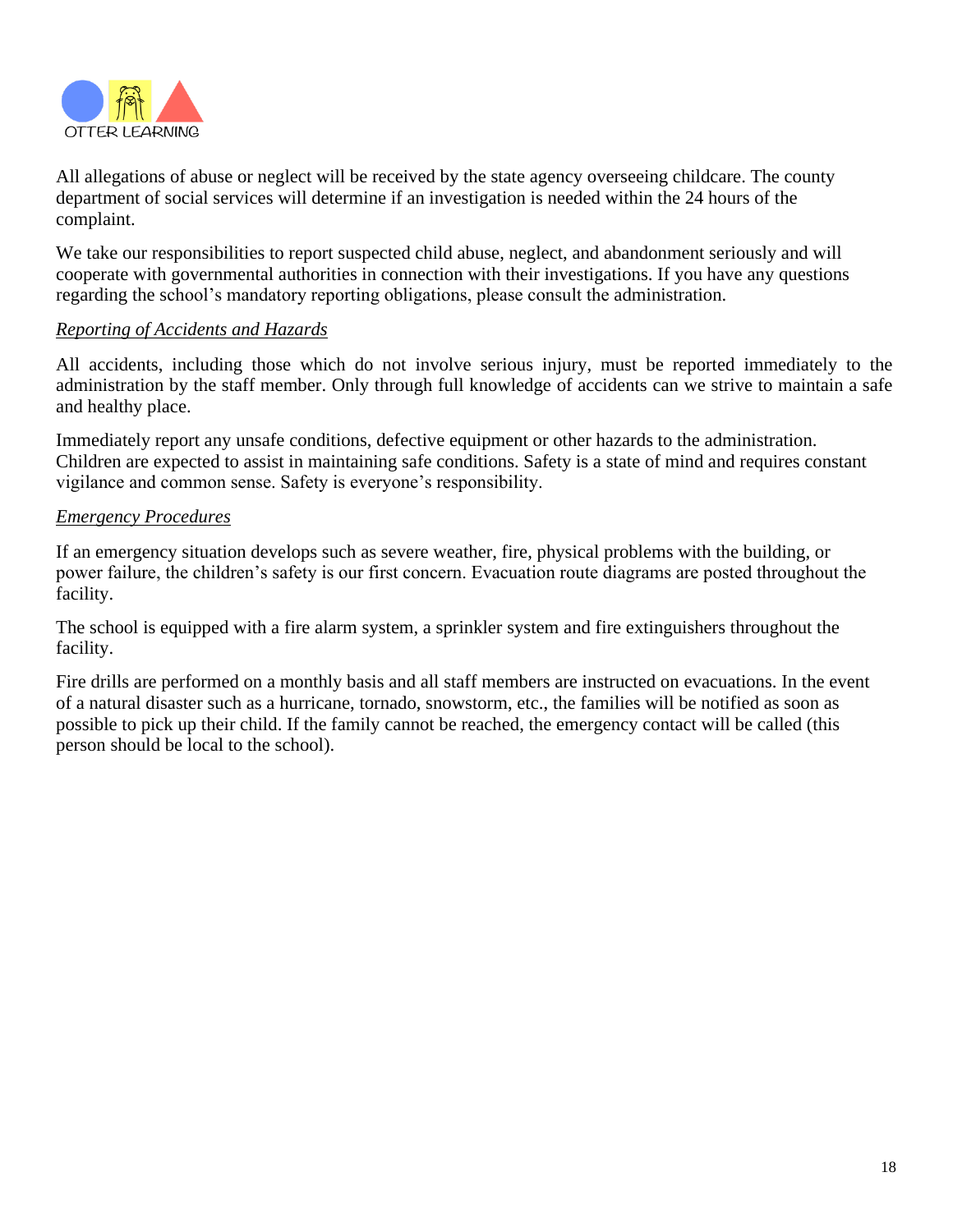All allegations of abuse or neglect will be received by the state agency overseeing childcare. The county department of social services will determine if an investigation is needed within the 24 hours of the complaint.

We take our responsibilities to report suspected child abuse, neglect, and abandonment seriously and will cooperate with governmental authorities in connection with their investigations. If you have any questions regarding the school's mandatory reporting obligations, please consult the administration.

*Reporting of Accidents and Hazards*

All accidents, including those which do not involve serious injury, must be reported immediately to the administration by the staff member. Only through full knowledge of accidents can we strive to maintain a safe and healthy place.

Immediately report any unsafe conditions, defective equipment or other hazards to the administration. Children are expected to assist in maintaining safe conditions. Safety is a state of mind and requires constant vigilance and common sense. Safety is everyone's responsibility.

*Emergency Procedures*

If an emergency situation develops such as severe weather, fire, physical problems with the building, or power failure, the children's safety is our first concern. Evacuation route diagrams are posted throughout the facility.

The school is equipped with a fire alarm system, a sprinkler system and fire extinguishers throughout the facility.

Fire drills are performed on a monthly basis and all staff members are instructed on evacuations. In the event of a natural disaster such as a hurricane, tornado, snowstorm, etc., the families will be notified as soon as possible to pick up their child. If the family cannot be reached, the emergency contact will be called (this person should be local to the school).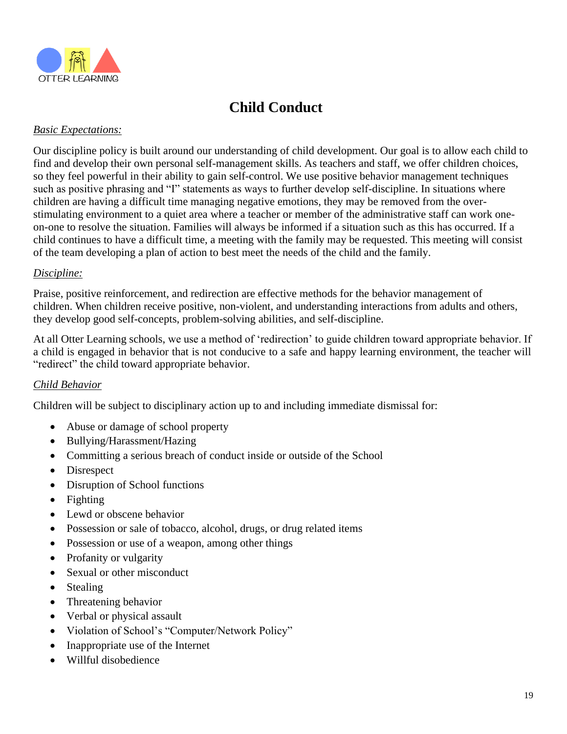OTTER LEARNING

# Child Conduct

*Basic Expectations:*

Our discipline policy is built around our understanding of child development. Our goal is to allow each child to find and develop their own personal self-management skills. As teachers and staff, we offer children choices, so they feel powerful in their ability to gain self-control. We use positive behavior management techniques such as positive phrasing and "I" statements as ways to further develop self-discipline. In situations where children are having a difficult time managing negative emotions, they may be removed from the over-stimulating environment to a quiet area where a teacher or member of the administrative staff can work one-on-one to resolve the situation. Families will always be informed if a situation such as this has occurred. If a child continues to have a difficult time, a meeting with the family may be requested. This meeting will consist of the team developing a plan of action to best meet the needs of the child and the family.

*Discipline:*

Praise, positive reinforcement, and redirection are effective methods for the behavior management of children. When children receive positive, non-violent, and understanding interactions from adults and others, they develop good self-concepts, problem-solving abilities, and self-discipline.

At all Otter Learning schools, we use a method of 'redirection' to guide children toward appropriate behavior. If a child is engaged in behavior that is not conducive to a safe and happy learning environment, the teacher will "redirect" the child toward appropriate behavior.

*Child Behavior*

Children will be subject to disciplinary action up to and including immediate dismissal for:

- Abuse or damage of school property
- Bullying/Harassment/Hazing
- Committing a serious breach of conduct inside or outside of the School
- Disrespect
- Disruption of School functions
- Fighting
- Lewd or obscene behavior
- Possession or sale of tobacco, alcohol, drugs, or drug related items
- Possession or use of a weapon, among other things
- Profanity or vulgarity
- Sexual or other misconduct
- Stealing
- Threatening behavior
- Verbal or physical assault
- Violation of School's "Computer/Network Policy"
- Inappropriate use of the Internet
- Willful disobedience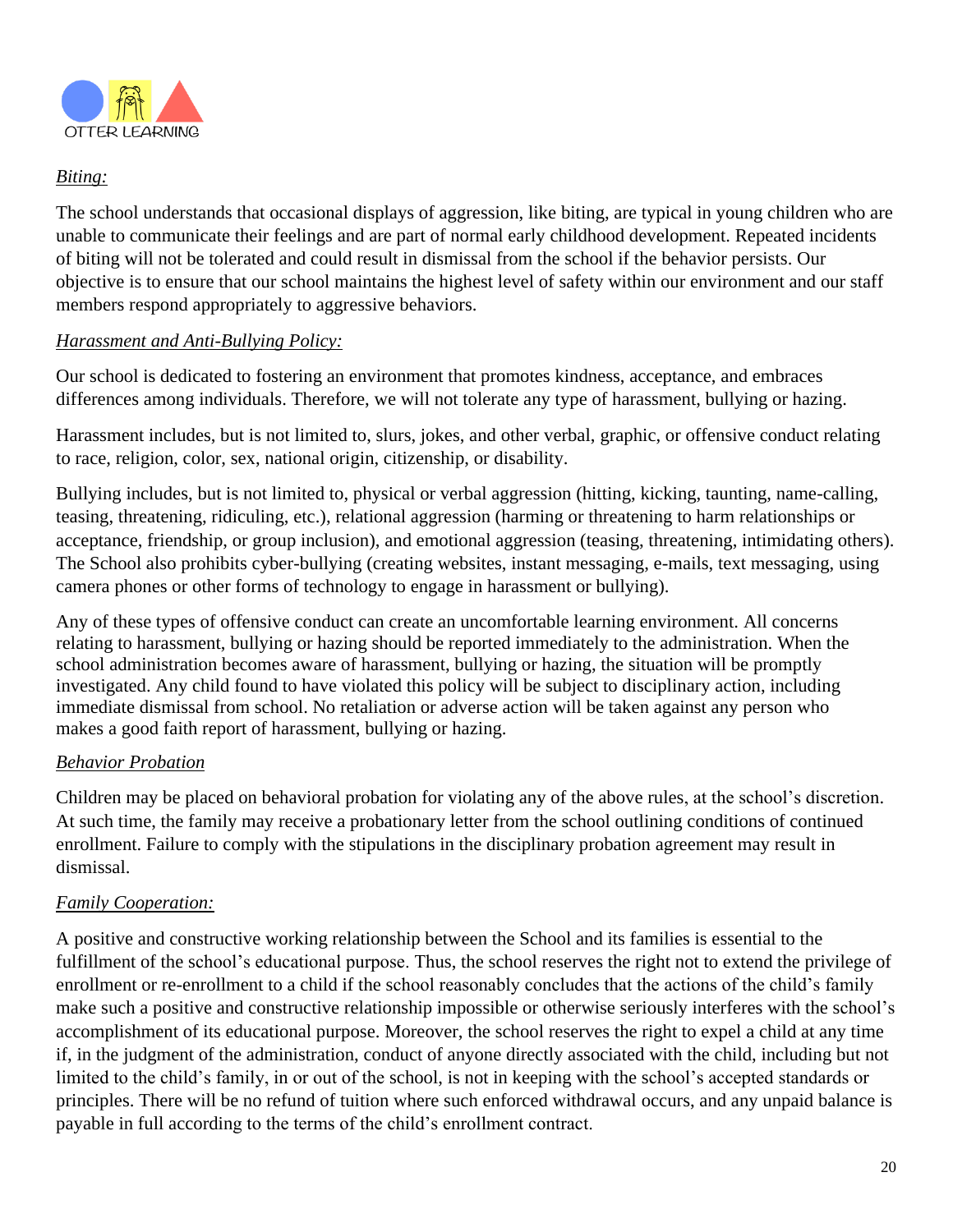*Biting:*

The school understands that occasional displays of aggression, like biting, are typical in young children who are unable to communicate their feelings and are part of normal early childhood development. Repeated incidents of biting will not be tolerated and could result in dismissal from the school if the behavior persists. Our objective is to ensure that our school maintains the highest level of safety within our environment and our staff members respond appropriately to aggressive behaviors.

*Harassment and Anti-Bullying Policy:*

Our school is dedicated to fostering an environment that promotes kindness, acceptance, and embraces differences among individuals. Therefore, we will not tolerate any type of harassment, bullying or hazing.

Harassment includes, but is not limited to, slurs, jokes, and other verbal, graphic, or offensive conduct relating to race, religion, color, sex, national origin, citizenship, or disability.

Bullying includes, but is not limited to, physical or verbal aggression (hitting, kicking, taunting, name-calling, teasing, threatening, ridiculing, etc.), relational aggression (harming or threatening to harm relationships or acceptance, friendship, or group inclusion), and emotional aggression (teasing, threatening, intimidating others). The School also prohibits cyber-bullying (creating websites, instant messaging, e-mails, text messaging, using camera phones or other forms of technology to engage in harassment or bullying).

Any of these types of offensive conduct can create an uncomfortable learning environment. All concerns relating to harassment, bullying or hazing should be reported immediately to the administration. When the school administration becomes aware of harassment, bullying or hazing, the situation will be promptly investigated. Any child found to have violated this policy will be subject to disciplinary action, including immediate dismissal from school. No retaliation or adverse action will be taken against any person who makes a good faith report of harassment, bullying or hazing.

*Behavior Probation*

Children may be placed on behavioral probation for violating any of the above rules, at the school's discretion. At such time, the family may receive a probationary letter from the school outlining conditions of continued enrollment. Failure to comply with the stipulations in the disciplinary probation agreement may result in dismissal.

*Family Cooperation:*

A positive and constructive working relationship between the School and its families is essential to the fulfillment of the school's educational purpose. Thus, the school reserves the right not to extend the privilege of enrollment or re-enrollment to a child if the school reasonably concludes that the actions of the child's family make such a positive and constructive relationship impossible or otherwise seriously interferes with the school's accomplishment of its educational purpose. Moreover, the school reserves the right to expel a child at any time if, in the judgment of the administration, conduct of anyone directly associated with the child, including but not limited to the child's family, in or out of the school, is not in keeping with the school's accepted standards or principles. There will be no refund of tuition where such enforced withdrawal occurs, and any unpaid balance is payable in full according to the terms of the child's enrollment contract.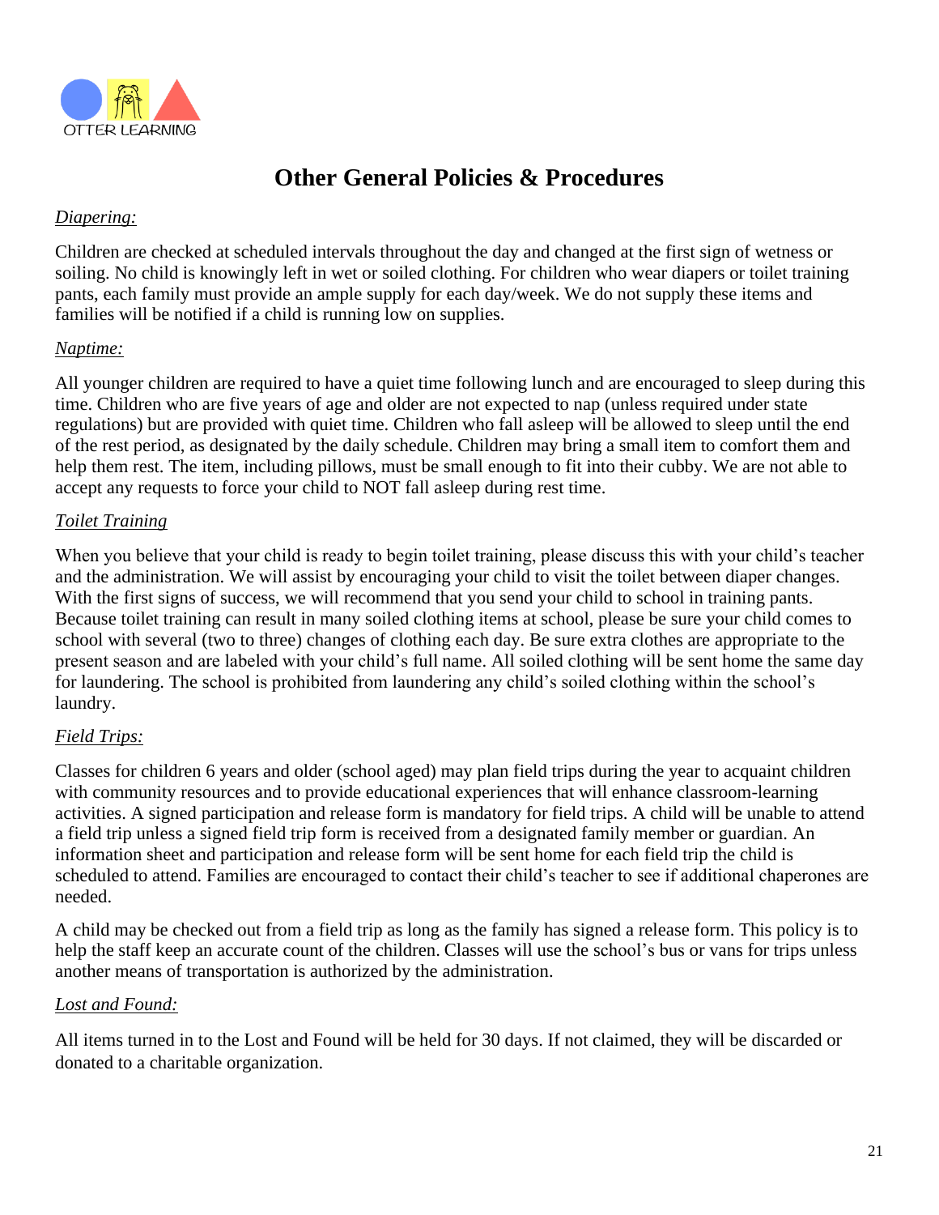OTTER LEARNING

# Other General Policies & Procedures

*Diapering:*

Children are checked at scheduled intervals throughout the day and changed at the first sign of wetness or soiling. No child is knowingly left in wet or soiled clothing. For children who wear diapers or toilet training pants, each family must provide an ample supply for each day/week. We do not supply these items and families will be notified if a child is running low on supplies.

*Naptime:*

All younger children are required to have a quiet time following lunch and are encouraged to sleep during this time. Children who are five years of age and older are not expected to nap (unless required under state regulations) but are provided with quiet time. Children who fall asleep will be allowed to sleep until the end of the rest period, as designated by the daily schedule. Children may bring a small item to comfort them and help them rest. The item, including pillows, must be small enough to fit into their cubby. We are not able to accept any requests to force your child to NOT fall asleep during rest time.

*Toilet Training*

When you believe that your child is ready to begin toilet training, please discuss this with your child's teacher and the administration. We will assist by encouraging your child to visit the toilet between diaper changes. With the first signs of success, we will recommend that you send your child to school in training pants. Because toilet training can result in many soiled clothing items at school, please be sure your child comes to school with several (two to three) changes of clothing each day. Be sure extra clothes are appropriate to the present season and are labeled with your child's full name. All soiled clothing will be sent home the same day for laundering. The school is prohibited from laundering any child's soiled clothing within the school's laundry.

*Field Trips:*

Classes for children 6 years and older (school aged) may plan field trips during the year to acquaint children with community resources and to provide educational experiences that will enhance classroom-learning activities. A signed participation and release form is mandatory for field trips. A child will be unable to attend a field trip unless a signed field trip form is received from a designated family member or guardian. An information sheet and participation and release form will be sent home for each field trip the child is scheduled to attend. Families are encouraged to contact their child's teacher to see if additional chaperones are needed.

A child may be checked out from a field trip as long as the family has signed a release form. This policy is to help the staff keep an accurate count of the children. Classes will use the school's bus or vans for trips unless another means of transportation is authorized by the administration.

*Lost and Found:*

All items turned in to the Lost and Found will be held for 30 days. If not claimed, they will be discarded or donated to a charitable organization.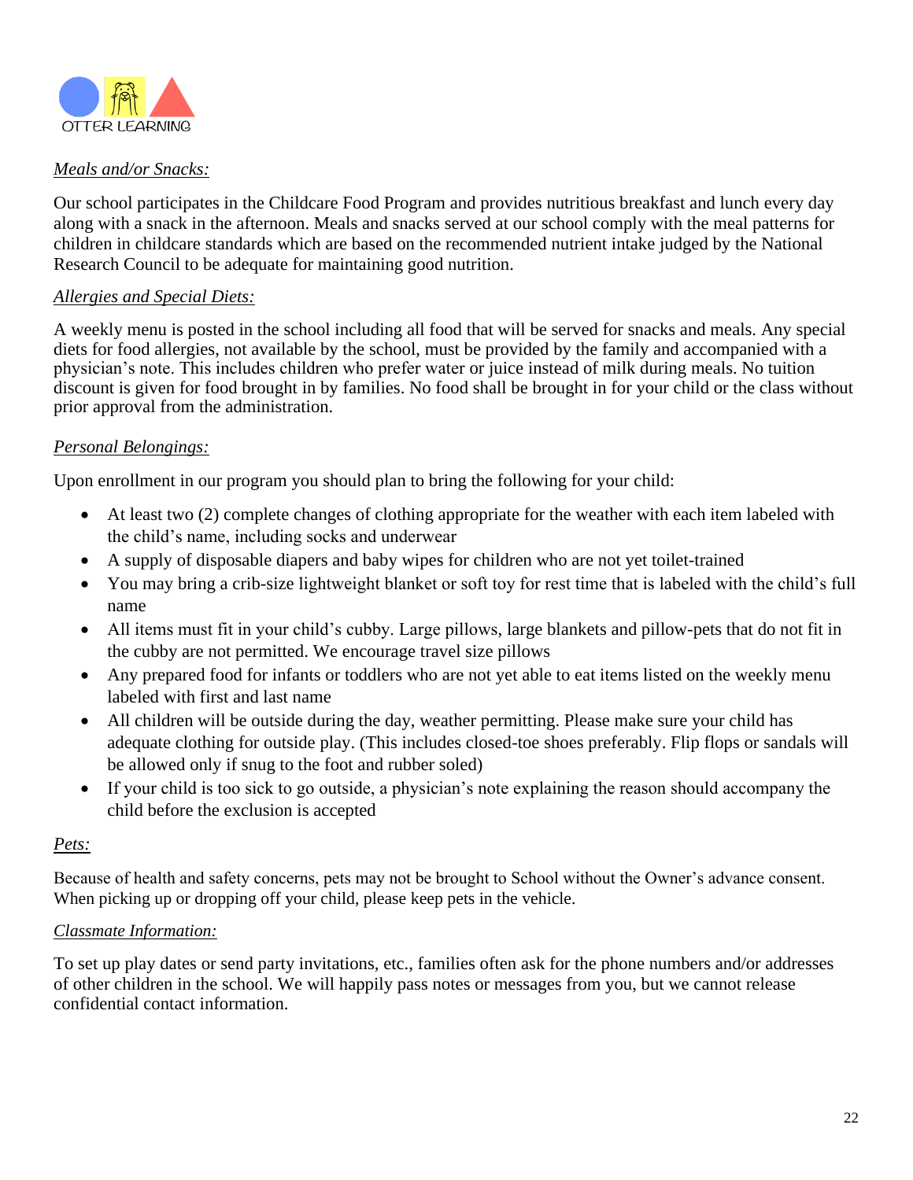*Meals and/or Snacks:*

Our school participates in the Childcare Food Program and provides nutritious breakfast and lunch every day along with a snack in the afternoon. Meals and snacks served at our school comply with the meal patterns for children in childcare standards which are based on the recommended nutrient intake judged by the National Research Council to be adequate for maintaining good nutrition.

*Allergies and Special Diets:*

A weekly menu is posted in the school including all food that will be served for snacks and meals. Any special diets for food allergies, not available by the school, must be provided by the family and accompanied with a physician's note. This includes children who prefer water or juice instead of milk during meals. No tuition discount is given for food brought in by families. No food shall be brought in for your child or the class without prior approval from the administration.

*Personal Belongings:*

Upon enrollment in our program you should plan to bring the following for your child:

- At least two (2) complete changes of clothing appropriate for the weather with each item labeled with the child's name, including socks and underwear
- A supply of disposable diapers and baby wipes for children who are not yet toilet-trained
- You may bring a crib-size lightweight blanket or soft toy for rest time that is labeled with the child's full name
- All items must fit in your child's cubby. Large pillows, large blankets and pillow-pets that do not fit in the cubby are not permitted. We encourage travel size pillows
- Any prepared food for infants or toddlers who are not yet able to eat items listed on the weekly menu labeled with first and last name
- All children will be outside during the day, weather permitting. Please make sure your child has adequate clothing for outside play. (This includes closed-toe shoes preferably. Flip flops or sandals will be allowed only if snug to the foot and rubber soled)
- If your child is too sick to go outside, a physician's note explaining the reason should accompany the child before the exclusion is accepted

*Pets:*

Because of health and safety concerns, pets may not be brought to School without the Owner's advance consent. When picking up or dropping off your child, please keep pets in the vehicle.

*Classmate Information:*

To set up play dates or send party invitations, etc., families often ask for the phone numbers and/or addresses of other children in the school. We will happily pass notes or messages from you, but we cannot release confidential contact information.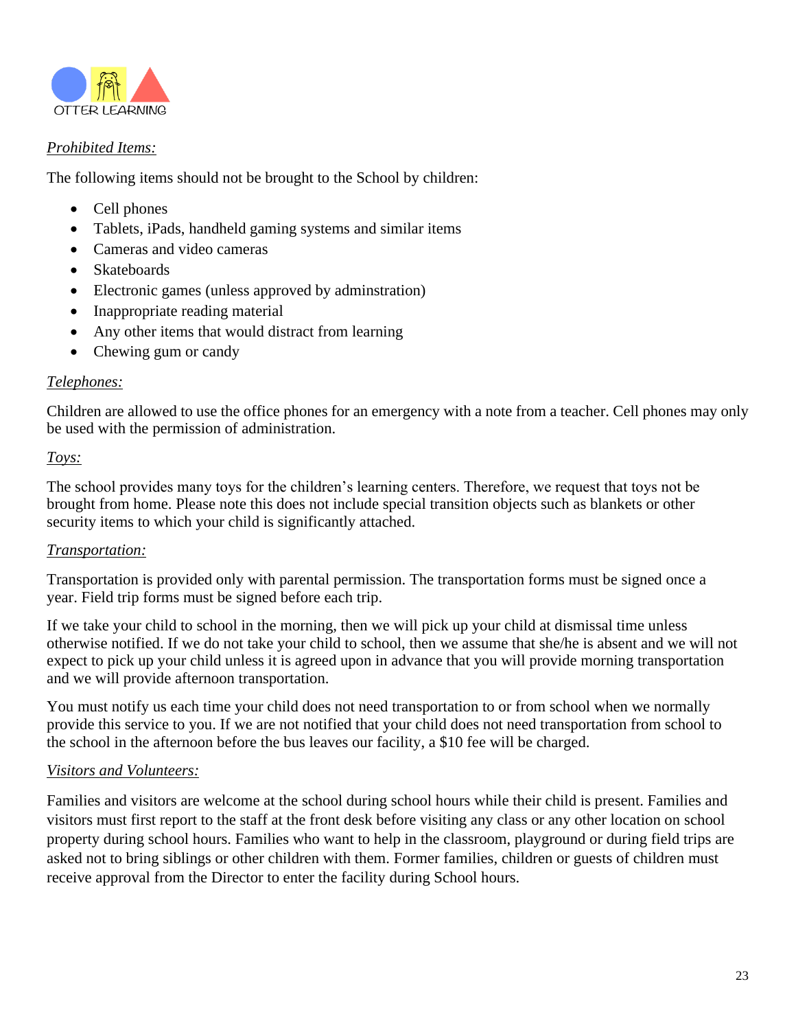*Prohibited Items:*

The following items should not be brought to the School by children:

- Cell phones
- Tablets, iPads, handheld gaming systems and similar items
- Cameras and video cameras
- Skateboards
- Electronic games (unless approved by adminstration)
- Inappropriate reading material
- Any other items that would distract from learning
- Chewing gum or candy

*Telephones:*

Children are allowed to use the office phones for an emergency with a note from a teacher. Cell phones may only be used with the permission of administration.

*Toys:*

The school provides many toys for the children's learning centers. Therefore, we request that toys not be brought from home. Please note this does not include special transition objects such as blankets or other security items to which your child is significantly attached.

*Transportation:*

Transportation is provided only with parental permission. The transportation forms must be signed once a year. Field trip forms must be signed before each trip.

If we take your child to school in the morning, then we will pick up your child at dismissal time unless otherwise notified. If we do not take your child to school, then we assume that she/he is absent and we will not expect to pick up your child unless it is agreed upon in advance that you will provide morning transportation and we will provide afternoon transportation.

You must notify us each time your child does not need transportation to or from school when we normally provide this service to you. If we are not notified that your child does not need transportation from school to the school in the afternoon before the bus leaves our facility, a $10 fee will be charged.

*Visitors and Volunteers:*

Families and visitors are welcome at the school during school hours while their child is present. Families and visitors must first report to the staff at the front desk before visiting any class or any other location on school property during school hours. Families who want to help in the classroom, playground or during field trips are asked not to bring siblings or other children with them. Former families, children or guests of children must receive approval from the Director to enter the facility during School hours.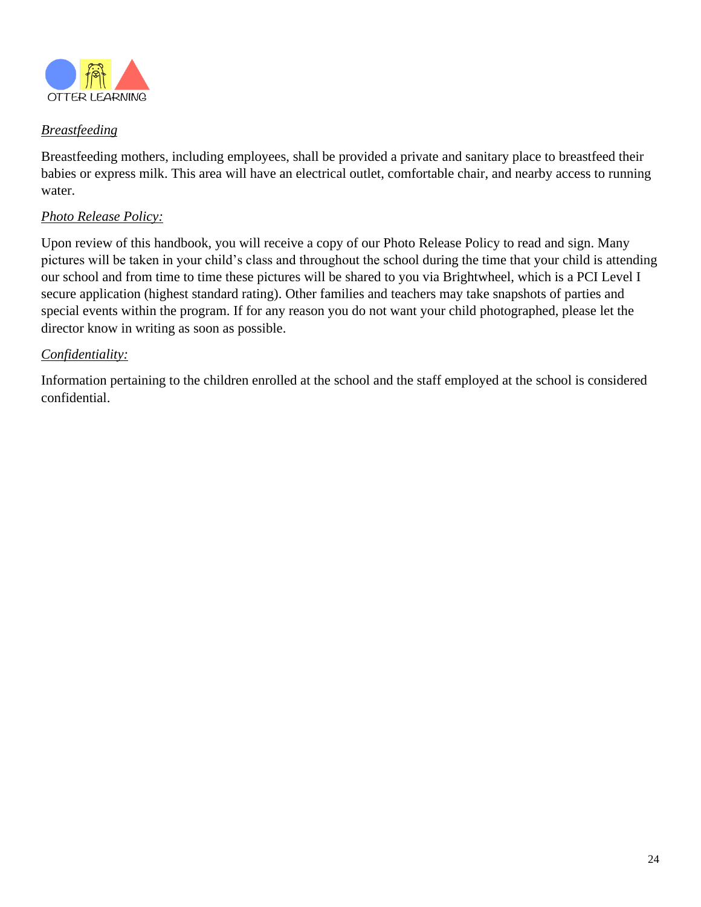*Breastfeeding*

Breastfeeding mothers, including employees, shall be provided a private and sanitary place to breastfeed their babies or express milk. This area will have an electrical outlet, comfortable chair, and nearby access to running water.

*Photo Release Policy:*

Upon review of this handbook, you will receive a copy of our Photo Release Policy to read and sign. Many pictures will be taken in your child's class and throughout the school during the time that your child is attending our school and from time to time these pictures will be shared to you via Brightwheel, which is a PCI Level I secure application (highest standard rating). Other families and teachers may take snapshots of parties and special events within the program. If for any reason you do not want your child photographed, please let the director know in writing as soon as possible.

*Confidentiality:*

Information pertaining to the children enrolled at the school and the staff employed at the school is considered confidential.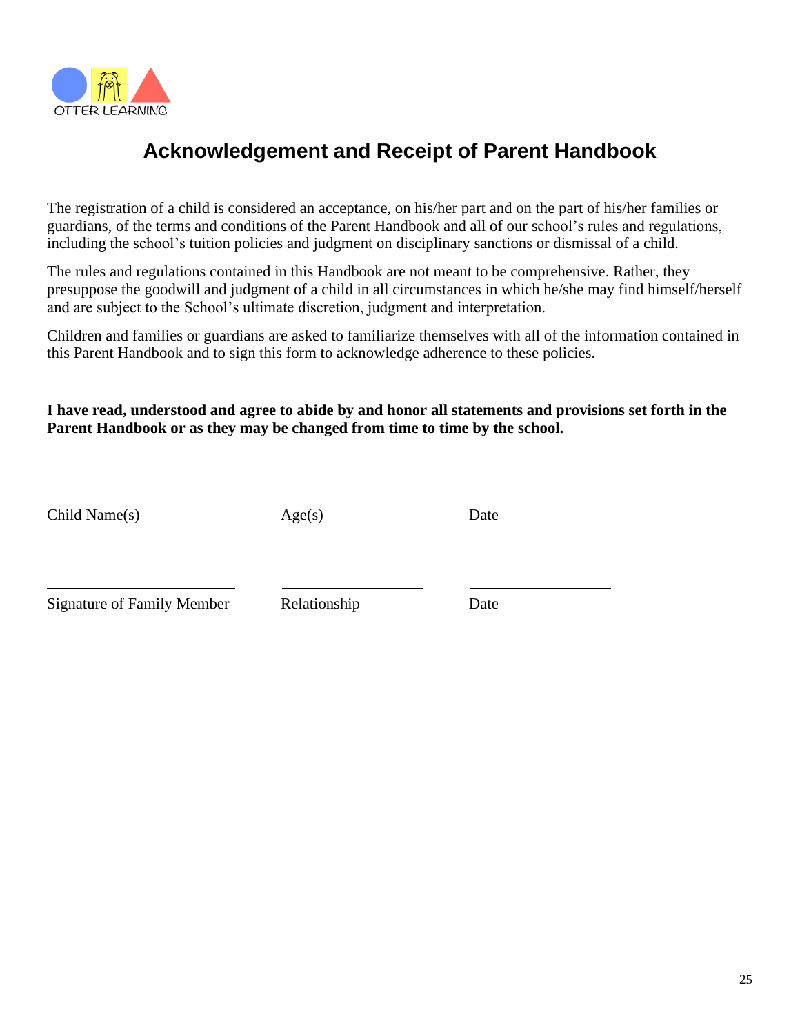OTTER LEARNING

# Acknowledgement and Receipt of Parent Handbook

The registration of a child is considered an acceptance, on his/her part and on the part of his/her families or guardians, of the terms and conditions of the Parent Handbook and all of our school's rules and regulations, including the school's tuition policies and judgment on disciplinary sanctions or dismissal of a child.

The rules and regulations contained in this Handbook are not meant to be comprehensive. Rather, they presuppose the goodwill and judgment of a child in all circumstances in which he/she may find himself/herself and are subject to the School's ultimate discretion, judgment and interpretation.

Children and families or guardians are asked to familiarize themselves with all of the information contained in this Parent Handbook and to sign this form to acknowledge adherence to these policies.

**I have read, understood and agree to abide by and honor all statements and provisions set forth in the Parent Handbook or as they may be changed from time to time by the school.**

| | | |
|---|---|---|
| ______________________ | ________________ | ________________ |
| Child Name(s) | Age(s) | Date |
| ______________________ | ________________ | ________________ |
| Signature of Family Member | Relationship | Date |